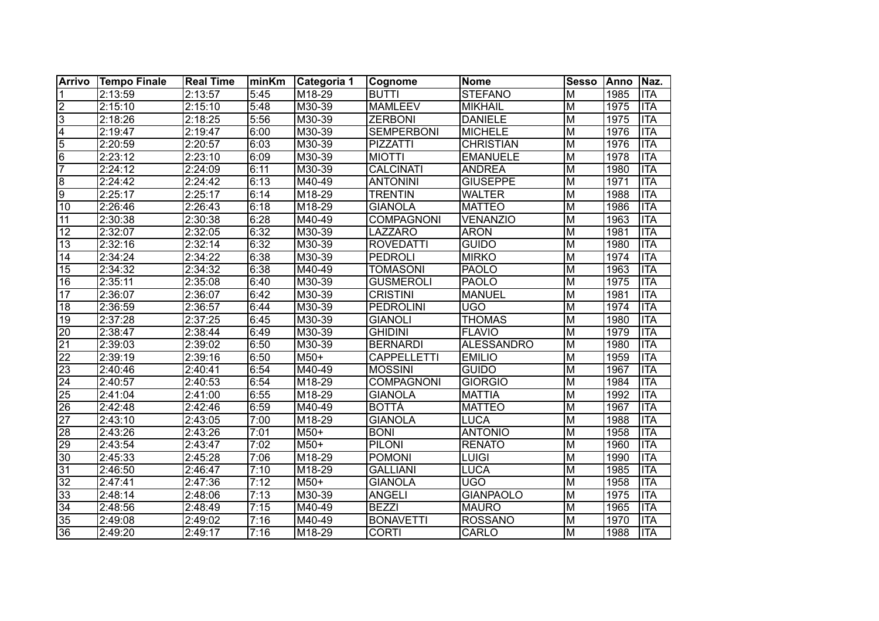| Arrivo | Tempo Finale | Real Time | minKm | Categoria 1 | Cognome | Nome | Sesso | Anno | Naz. |
|---|---|---|---|---|---|---|---|---|---|
| 1 | 2:13:59 | 2:13:57 | 5:45 | M18-29 | BUTTI | STEFANO | M | 1985 | ITA |
| 2 | 2:15:10 | 2:15:10 | 5:48 | M30-39 | MAMLEEV | MIKHAIL | M | 1975 | ITA |
| 3 | 2:18:26 | 2:18:25 | 5:56 | M30-39 | ZERBONI | DANIELE | M | 1975 | ITA |
| 4 | 2:19:47 | 2:19:47 | 6:00 | M30-39 | SEMPERBONI | MICHELE | M | 1976 | ITA |
| 5 | 2:20:59 | 2:20:57 | 6:03 | M30-39 | PIZZATTI | CHRISTIAN | M | 1976 | ITA |
| 6 | 2:23:12 | 2:23:10 | 6:09 | M30-39 | MIOTTI | EMANUELE | M | 1978 | ITA |
| 7 | 2:24:12 | 2:24:09 | 6:11 | M30-39 | CALCINATI | ANDREA | M | 1980 | ITA |
| 8 | 2:24:42 | 2:24:42 | 6:13 | M40-49 | ANTONINI | GIUSEPPE | M | 1971 | ITA |
| 9 | 2:25:17 | 2:25:17 | 6:14 | M18-29 | TRENTIN | WALTER | M | 1988 | ITA |
| 10 | 2:26:46 | 2:26:43 | 6:18 | M18-29 | GIANOLA | MATTEO | M | 1986 | ITA |
| 11 | 2:30:38 | 2:30:38 | 6:28 | M40-49 | COMPAGNONI | VENANZIO | M | 1963 | ITA |
| 12 | 2:32:07 | 2:32:05 | 6:32 | M30-39 | LAZZARO | ARON | M | 1981 | ITA |
| 13 | 2:32:16 | 2:32:14 | 6:32 | M30-39 | ROVEDATTI | GUIDO | M | 1980 | ITA |
| 14 | 2:34:24 | 2:34:22 | 6:38 | M30-39 | PEDROLI | MIRKO | M | 1974 | ITA |
| 15 | 2:34:32 | 2:34:32 | 6:38 | M40-49 | TOMASONI | PAOLO | M | 1963 | ITA |
| 16 | 2:35:11 | 2:35:08 | 6:40 | M30-39 | GUSMEROLI | PAOLO | M | 1975 | ITA |
| 17 | 2:36:07 | 2:36:07 | 6:42 | M30-39 | CRISTINI | MANUEL | M | 1981 | ITA |
| 18 | 2:36:59 | 2:36:57 | 6:44 | M30-39 | PEDROLINI | UGO | M | 1974 | ITA |
| 19 | 2:37:28 | 2:37:25 | 6:45 | M30-39 | GIANOLI | THOMAS | M | 1980 | ITA |
| 20 | 2:38:47 | 2:38:44 | 6:49 | M30-39 | GHIDINI | FLAVIO | M | 1979 | ITA |
| 21 | 2:39:03 | 2:39:02 | 6:50 | M30-39 | BERNARDI | ALESSANDRO | M | 1980 | ITA |
| 22 | 2:39:19 | 2:39:16 | 6:50 | M50+ | CAPPELLETTI | EMILIO | M | 1959 | ITA |
| 23 | 2:40:46 | 2:40:41 | 6:54 | M40-49 | MOSSINI | GUIDO | M | 1967 | ITA |
| 24 | 2:40:57 | 2:40:53 | 6:54 | M18-29 | COMPAGNONI | GIORGIO | M | 1984 | ITA |
| 25 | 2:41:04 | 2:41:00 | 6:55 | M18-29 | GIANOLA | MATTIA | M | 1992 | ITA |
| 26 | 2:42:48 | 2:42:46 | 6:59 | M40-49 | BOTTÀ | MATTEO | M | 1967 | ITA |
| 27 | 2:43:10 | 2:43:05 | 7:00 | M18-29 | GIANOLA | LUCA | M | 1988 | ITA |
| 28 | 2:43:26 | 2:43:26 | 7:01 | M50+ | BONI | ANTONIO | M | 1958 | ITA |
| 29 | 2:43:54 | 2:43:47 | 7:02 | M50+ | PILONI | RENATO | M | 1960 | ITA |
| 30 | 2:45:33 | 2:45:28 | 7:06 | M18-29 | POMONI | LUIGI | M | 1990 | ITA |
| 31 | 2:46:50 | 2:46:47 | 7:10 | M18-29 | GALLIANI | LUCA | M | 1985 | ITA |
| 32 | 2:47:41 | 2:47:36 | 7:12 | M50+ | GIANOLA | UGO | M | 1958 | ITA |
| 33 | 2:48:14 | 2:48:06 | 7:13 | M30-39 | ANGELI | GIANPAOLO | M | 1975 | ITA |
| 34 | 2:48:56 | 2:48:49 | 7:15 | M40-49 | BEZZI | MAURO | M | 1965 | ITA |
| 35 | 2:49:08 | 2:49:02 | 7:16 | M40-49 | BONAVETTI | ROSSANO | M | 1970 | ITA |
| 36 | 2:49:20 | 2:49:17 | 7:16 | M18-29 | CORTI | CARLO | M | 1988 | ITA |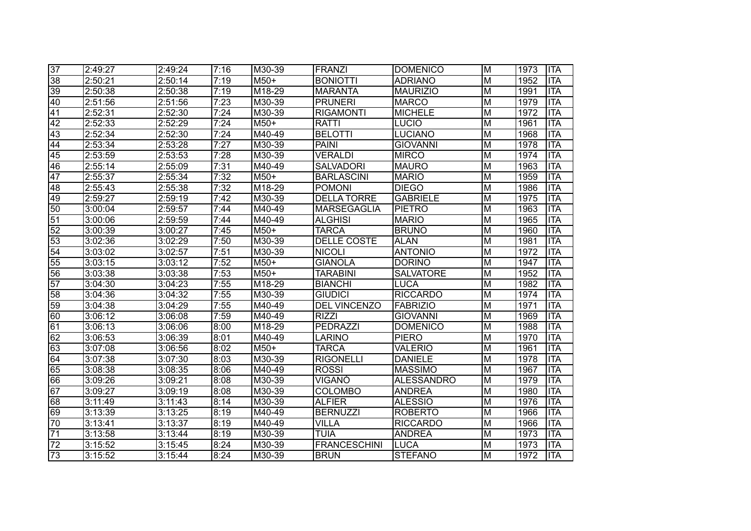| | | | | | | | | | |
|---|---|---|---|---|---|---|---|---|---|
| 37 | 2:49:27 | 2:49:24 | 7:16 | M30-39 | FRANZI | DOMENICO | M | 1973 | ITA |
| 38 | 2:50:21 | 2:50:14 | 7:19 | M50+ | BONIOTTI | ADRIANO | M | 1952 | ITA |
| 39 | 2:50:38 | 2:50:38 | 7:19 | M18-29 | MARANTA | MAURIZIO | M | 1991 | ITA |
| 40 | 2:51:56 | 2:51:56 | 7:23 | M30-39 | PRUNERI | MARCO | M | 1979 | ITA |
| 41 | 2:52:31 | 2:52:30 | 7:24 | M30-39 | RIGAMONTI | MICHELE | M | 1972 | ITA |
| 42 | 2:52:33 | 2:52:29 | 7:24 | M50+ | RATTI | LUCIO | M | 1961 | ITA |
| 43 | 2:52:34 | 2:52:30 | 7:24 | M40-49 | BELOTTI | LUCIANO | M | 1968 | ITA |
| 44 | 2:53:34 | 2:53:28 | 7:27 | M30-39 | PAINI | GIOVANNI | M | 1978 | ITA |
| 45 | 2:53:59 | 2:53:53 | 7:28 | M30-39 | VERALDI | MIRCO | M | 1974 | ITA |
| 46 | 2:55:14 | 2:55:09 | 7:31 | M40-49 | SALVADORI | MAURO | M | 1963 | ITA |
| 47 | 2:55:37 | 2:55:34 | 7:32 | M50+ | BARLASCINI | MARIO | M | 1959 | ITA |
| 48 | 2:55:43 | 2:55:38 | 7:32 | M18-29 | POMONI | DIEGO | M | 1986 | ITA |
| 49 | 2:59:27 | 2:59:19 | 7:42 | M30-39 | DELLA TORRE | GABRIELE | M | 1975 | ITA |
| 50 | 3:00:04 | 2:59:57 | 7:44 | M40-49 | MARSEGAGLIA | PIETRO | M | 1963 | ITA |
| 51 | 3:00:06 | 2:59:59 | 7:44 | M40-49 | ALGHISI | MARIO | M | 1965 | ITA |
| 52 | 3:00:39 | 3:00:27 | 7:45 | M50+ | TARCA | BRUNO | M | 1960 | ITA |
| 53 | 3:02:36 | 3:02:29 | 7:50 | M30-39 | DELLE COSTE | ALAN | M | 1981 | ITA |
| 54 | 3:03:02 | 3:02:57 | 7:51 | M30-39 | NICOLI | ANTONIO | M | 1972 | ITA |
| 55 | 3:03:15 | 3:03:12 | 7:52 | M50+ | GIANOLA | DORINO | M | 1947 | ITA |
| 56 | 3:03:38 | 3:03:38 | 7:53 | M50+ | TARABINI | SALVATORE | M | 1952 | ITA |
| 57 | 3:04:30 | 3:04:23 | 7:55 | M18-29 | BIANCHI | LUCA | M | 1982 | ITA |
| 58 | 3:04:36 | 3:04:32 | 7:55 | M30-39 | GIUDICI | RICCARDO | M | 1974 | ITA |
| 59 | 3:04:38 | 3:04:29 | 7:55 | M40-49 | DEL VINCENZO | FABRIZIO | M | 1971 | ITA |
| 60 | 3:06:12 | 3:06:08 | 7:59 | M40-49 | RIZZI | GIOVANNI | M | 1969 | ITA |
| 61 | 3:06:13 | 3:06:06 | 8:00 | M18-29 | PEDRAZZI | DOMENICO | M | 1988 | ITA |
| 62 | 3:06:53 | 3:06:39 | 8:01 | M40-49 | LARINO | PIERO | M | 1970 | ITA |
| 63 | 3:07:08 | 3:06:56 | 8:02 | M50+ | TARCA | VALERIO | M | 1961 | ITA |
| 64 | 3:07:38 | 3:07:30 | 8:03 | M30-39 | RIGONELLI | DANIELE | M | 1978 | ITA |
| 65 | 3:08:38 | 3:08:35 | 8:06 | M40-49 | ROSSI | MASSIMO | M | 1967 | ITA |
| 66 | 3:09:26 | 3:09:21 | 8:08 | M30-39 | VIGANÒ | ALESSANDRO | M | 1979 | ITA |
| 67 | 3:09:27 | 3:09:19 | 8:08 | M30-39 | COLOMBO | ANDREA | M | 1980 | ITA |
| 68 | 3:11:49 | 3:11:43 | 8:14 | M30-39 | ALFIER | ALESSIO | M | 1976 | ITA |
| 69 | 3:13:39 | 3:13:25 | 8:19 | M40-49 | BERNUZZI | ROBERTO | M | 1966 | ITA |
| 70 | 3:13:41 | 3:13:37 | 8:19 | M40-49 | VILLA | RICCARDO | M | 1966 | ITA |
| 71 | 3:13:58 | 3:13:44 | 8:19 | M30-39 | TUIA | ANDREA | M | 1973 | ITA |
| 72 | 3:15:52 | 3:15:45 | 8:24 | M30-39 | FRANCESCHINI | LUCA | M | 1973 | ITA |
| 73 | 3:15:52 | 3:15:44 | 8:24 | M30-39 | BRUN | STEFANO | M | 1972 | ITA |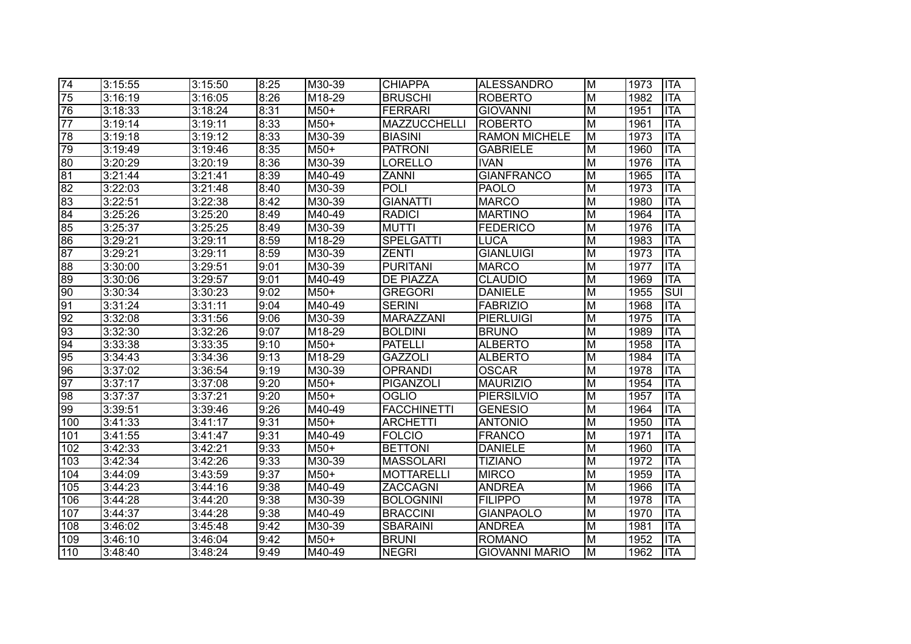| 74 | 3:15:55 | 3:15:50 | 8:25 | M30-39 | CHIAPPA | ALESSANDRO | M | 1973 | ITA |
|---|---|---|---|---|---|---|---|---|---|
| 75 | 3:16:19 | 3:16:05 | 8:26 | M18-29 | BRUSCHI | ROBERTO | M | 1982 | ITA |
| 76 | 3:18:33 | 3:18:24 | 8:31 | M50+ | FERRARI | GIOVANNI | M | 1951 | ITA |
| 77 | 3:19:14 | 3:19:11 | 8:33 | M50+ | MAZZUCCHELLI | ROBERTO | M | 1961 | ITA |
| 78 | 3:19:18 | 3:19:12 | 8:33 | M30-39 | BIASINI | RAMON MICHELE | M | 1973 | ITA |
| 79 | 3:19:49 | 3:19:46 | 8:35 | M50+ | PATRONI | GABRIELE | M | 1960 | ITA |
| 80 | 3:20:29 | 3:20:19 | 8:36 | M30-39 | LORELLO | IVAN | M | 1976 | ITA |
| 81 | 3:21:44 | 3:21:41 | 8:39 | M40-49 | ZANNI | GIANFRANCO | M | 1965 | ITA |
| 82 | 3:22:03 | 3:21:48 | 8:40 | M30-39 | POLI | PAOLO | M | 1973 | ITA |
| 83 | 3:22:51 | 3:22:38 | 8:42 | M30-39 | GIANATTI | MARCO | M | 1980 | ITA |
| 84 | 3:25:26 | 3:25:20 | 8:49 | M40-49 | RADICI | MARTINO | M | 1964 | ITA |
| 85 | 3:25:37 | 3:25:25 | 8:49 | M30-39 | MUTTI | FEDERICO | M | 1976 | ITA |
| 86 | 3:29:21 | 3:29:11 | 8:59 | M18-29 | SPELGATTI | LUCA | M | 1983 | ITA |
| 87 | 3:29:21 | 3:29:11 | 8:59 | M30-39 | ZENTI | GIANLUIGI | M | 1973 | ITA |
| 88 | 3:30:00 | 3:29:51 | 9:01 | M30-39 | PURITANI | MARCO | M | 1977 | ITA |
| 89 | 3:30:06 | 3:29:57 | 9:01 | M40-49 | DE PIAZZA | CLAUDIO | M | 1969 | ITA |
| 90 | 3:30:34 | 3:30:23 | 9:02 | M50+ | GREGORI | DANIELE | M | 1955 | SUI |
| 91 | 3:31:24 | 3:31:11 | 9:04 | M40-49 | SERINI | FABRIZIO | M | 1968 | ITA |
| 92 | 3:32:08 | 3:31:56 | 9:06 | M30-39 | MARAZZANI | PIERLUIGI | M | 1975 | ITA |
| 93 | 3:32:30 | 3:32:26 | 9:07 | M18-29 | BOLDINI | BRUNO | M | 1989 | ITA |
| 94 | 3:33:38 | 3:33:35 | 9:10 | M50+ | PATELLI | ALBERTO | M | 1958 | ITA |
| 95 | 3:34:43 | 3:34:36 | 9:13 | M18-29 | GAZZOLI | ALBERTO | M | 1984 | ITA |
| 96 | 3:37:02 | 3:36:54 | 9:19 | M30-39 | OPRANDI | OSCAR | M | 1978 | ITA |
| 97 | 3:37:17 | 3:37:08 | 9:20 | M50+ | PIGANZOLI | MAURIZIO | M | 1954 | ITA |
| 98 | 3:37:37 | 3:37:21 | 9:20 | M50+ | OGLIO | PIERSILVIO | M | 1957 | ITA |
| 99 | 3:39:51 | 3:39:46 | 9:26 | M40-49 | FACCHINETTI | GENESIO | M | 1964 | ITA |
| 100 | 3:41:33 | 3:41:17 | 9:31 | M50+ | ARCHETTI | ANTONIO | M | 1950 | ITA |
| 101 | 3:41:55 | 3:41:47 | 9:31 | M40-49 | FOLCIO | FRANCO | M | 1971 | ITA |
| 102 | 3:42:33 | 3:42:21 | 9:33 | M50+ | BETTONI | DANIELE | M | 1960 | ITA |
| 103 | 3:42:34 | 3:42:26 | 9:33 | M30-39 | MASSOLARI | TIZIANO | M | 1972 | ITA |
| 104 | 3:44:09 | 3:43:59 | 9:37 | M50+ | MOTTARELLI | MIRCO | M | 1959 | ITA |
| 105 | 3:44:23 | 3:44:16 | 9:38 | M40-49 | ZACCAGNI | ANDREA | M | 1966 | ITA |
| 106 | 3:44:28 | 3:44:20 | 9:38 | M30-39 | BOLOGNINI | FILIPPO | M | 1978 | ITA |
| 107 | 3:44:37 | 3:44:28 | 9:38 | M40-49 | BRACCINI | GIANPAOLO | M | 1970 | ITA |
| 108 | 3:46:02 | 3:45:48 | 9:42 | M30-39 | SBARAINI | ANDREA | M | 1981 | ITA |
| 109 | 3:46:10 | 3:46:04 | 9:42 | M50+ | BRUNI | ROMANO | M | 1952 | ITA |
| 110 | 3:48:40 | 3:48:24 | 9:49 | M40-49 | NEGRI | GIOVANNI MARIO | M | 1962 | ITA |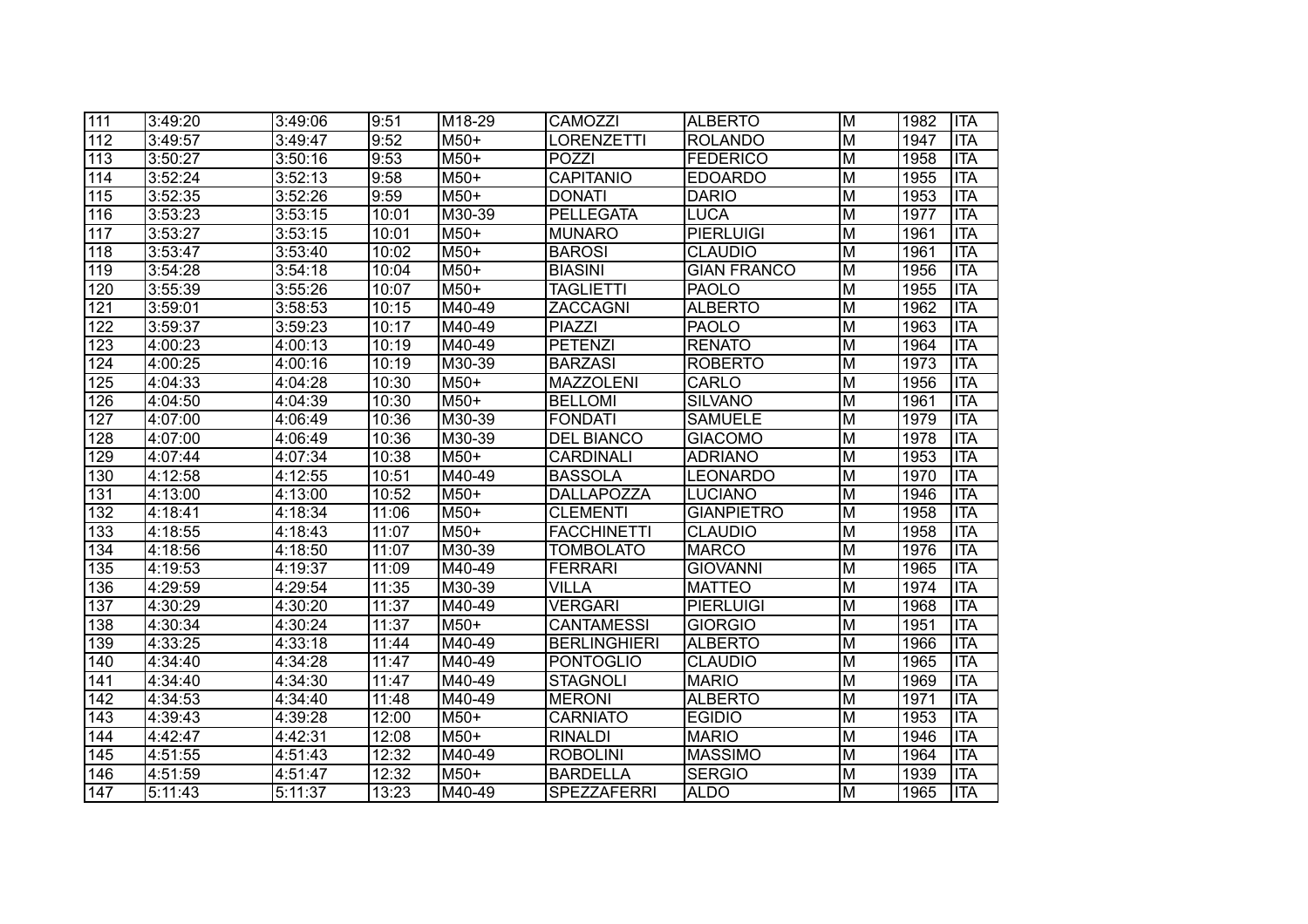| 111 | 3:49:20 | 3:49:06 | 9:51 | M18-29 | CAMOZZI | ALBERTO | M | 1982 | ITA |
|---|---|---|---|---|---|---|---|---|---|
| 112 | 3:49:57 | 3:49:47 | 9:52 | M50+ | LORENZETTI | ROLANDO | M | 1947 | ITA |
| 113 | 3:50:27 | 3:50:16 | 9:53 | M50+ | POZZI | FEDERICO | M | 1958 | ITA |
| 114 | 3:52:24 | 3:52:13 | 9:58 | M50+ | CAPITANIO | EDOARDO | M | 1955 | ITA |
| 115 | 3:52:35 | 3:52:26 | 9:59 | M50+ | DONATI | DARIO | M | 1953 | ITA |
| 116 | 3:53:23 | 3:53:15 | 10:01 | M30-39 | PELLEGATA | LUCA | M | 1977 | ITA |
| 117 | 3:53:27 | 3:53:15 | 10:01 | M50+ | MUNARO | PIERLUIGI | M | 1961 | ITA |
| 118 | 3:53:47 | 3:53:40 | 10:02 | M50+ | BAROSI | CLAUDIO | M | 1961 | ITA |
| 119 | 3:54:28 | 3:54:18 | 10:04 | M50+ | BIASINI | GIAN FRANCO | M | 1956 | ITA |
| 120 | 3:55:39 | 3:55:26 | 10:07 | M50+ | TAGLIETTI | PAOLO | M | 1955 | ITA |
| 121 | 3:59:01 | 3:58:53 | 10:15 | M40-49 | ZACCAGNI | ALBERTO | M | 1962 | ITA |
| 122 | 3:59:37 | 3:59:23 | 10:17 | M40-49 | PIAZZI | PAOLO | M | 1963 | ITA |
| 123 | 4:00:23 | 4:00:13 | 10:19 | M40-49 | PETENZI | RENATO | M | 1964 | ITA |
| 124 | 4:00:25 | 4:00:16 | 10:19 | M30-39 | BARZASI | ROBERTO | M | 1973 | ITA |
| 125 | 4:04:33 | 4:04:28 | 10:30 | M50+ | MAZZOLENI | CARLO | M | 1956 | ITA |
| 126 | 4:04:50 | 4:04:39 | 10:30 | M50+ | BELLOMI | SILVANO | M | 1961 | ITA |
| 127 | 4:07:00 | 4:06:49 | 10:36 | M30-39 | FONDATI | SAMUELE | M | 1979 | ITA |
| 128 | 4:07:00 | 4:06:49 | 10:36 | M30-39 | DEL BIANCO | GIACOMO | M | 1978 | ITA |
| 129 | 4:07:44 | 4:07:34 | 10:38 | M50+ | CARDINALI | ADRIANO | M | 1953 | ITA |
| 130 | 4:12:58 | 4:12:55 | 10:51 | M40-49 | BASSOLA | LEONARDO | M | 1970 | ITA |
| 131 | 4:13:00 | 4:13:00 | 10:52 | M50+ | DALLAPOZZA | LUCIANO | M | 1946 | ITA |
| 132 | 4:18:41 | 4:18:34 | 11:06 | M50+ | CLEMENTI | GIANPIETRO | M | 1958 | ITA |
| 133 | 4:18:55 | 4:18:43 | 11:07 | M50+ | FACCHINETTI | CLAUDIO | M | 1958 | ITA |
| 134 | 4:18:56 | 4:18:50 | 11:07 | M30-39 | TOMBOLATO | MARCO | M | 1976 | ITA |
| 135 | 4:19:53 | 4:19:37 | 11:09 | M40-49 | FERRARI | GIOVANNI | M | 1965 | ITA |
| 136 | 4:29:59 | 4:29:54 | 11:35 | M30-39 | VILLA | MATTEO | M | 1974 | ITA |
| 137 | 4:30:29 | 4:30:20 | 11:37 | M40-49 | VERGARI | PIERLUIGI | M | 1968 | ITA |
| 138 | 4:30:34 | 4:30:24 | 11:37 | M50+ | CANTAMESSI | GIORGIO | M | 1951 | ITA |
| 139 | 4:33:25 | 4:33:18 | 11:44 | M40-49 | BERLINGHIERI | ALBERTO | M | 1966 | ITA |
| 140 | 4:34:40 | 4:34:28 | 11:47 | M40-49 | PONTOGLIO | CLAUDIO | M | 1965 | ITA |
| 141 | 4:34:40 | 4:34:30 | 11:47 | M40-49 | STAGNOLI | MARIO | M | 1969 | ITA |
| 142 | 4:34:53 | 4:34:40 | 11:48 | M40-49 | MERONI | ALBERTO | M | 1971 | ITA |
| 143 | 4:39:43 | 4:39:28 | 12:00 | M50+ | CARNIATO | EGIDIO | M | 1953 | ITA |
| 144 | 4:42:47 | 4:42:31 | 12:08 | M50+ | RINALDI | MARIO | M | 1946 | ITA |
| 145 | 4:51:55 | 4:51:43 | 12:32 | M40-49 | ROBOLINI | MASSIMO | M | 1964 | ITA |
| 146 | 4:51:59 | 4:51:47 | 12:32 | M50+ | BARDELLA | SERGIO | M | 1939 | ITA |
| 147 | 5:11:43 | 5:11:37 | 13:23 | M40-49 | SPEZZAFERRI | ALDO | M | 1965 | ITA |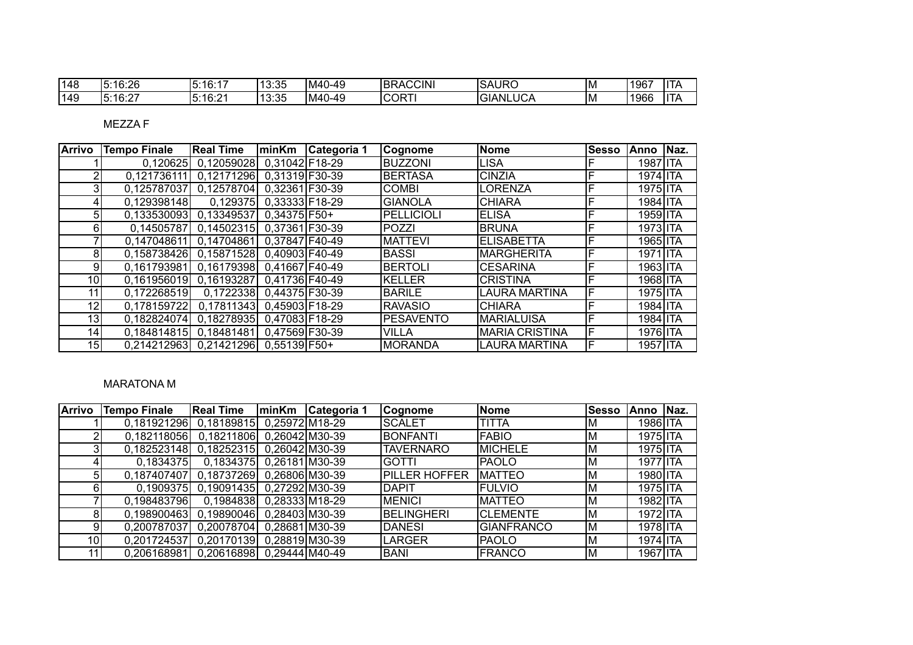| 148 | 5:16:26 | 5:16:17 | 13:35 | M40-49 | BRACCINI | SAURO | M | 1967 | ITA |
|---|---|---|---|---|---|---|---|---|---|
| 149 | 5:16:27 | 5:16:21 | 13:35 | M40-49 | CORTI | GIANLUCA | M | 1966 | ITA |

MEZZA F

| Arrivo | Tempo Finale | Real Time | minKm | Categoria 1 | Cognome | Nome | Sesso | Anno | Naz. |
|---|---|---|---|---|---|---|---|---|---|
| 1 | 0,120625 | 0,12059028 | 0,31042 | F18-29 | BUZZONI | LISA | F | 1987 | ITA |
| 2 | 0,121736111 | 0,12171296 | 0,31319 | F30-39 | BERTASA | CINZIA | F | 1974 | ITA |
| 3 | 0,125787037 | 0,12578704 | 0,32361 | F30-39 | COMBI | LORENZA | F | 1975 | ITA |
| 4 | 0,129398148 | 0,129375 | 0,33333 | F18-29 | GIANOLA | CHIARA | F | 1984 | ITA |
| 5 | 0,133530093 | 0,13349537 | 0,34375 | F50+ | PELLICIOLI | ELISA | F | 1959 | ITA |
| 6 | 0,14505787 | 0,14502315 | 0,37361 | F30-39 | POZZI | BRUNA | F | 1973 | ITA |
| 7 | 0,147048611 | 0,14704861 | 0,37847 | F40-49 | MATTEVI | ELISABETTA | F | 1965 | ITA |
| 8 | 0,158738426 | 0,15871528 | 0,40903 | F40-49 | BASSI | MARGHERITA | F | 1971 | ITA |
| 9 | 0,161793981 | 0,16179398 | 0,41667 | F40-49 | BERTOLI | CESARINA | F | 1963 | ITA |
| 10 | 0,161956019 | 0,16193287 | 0,41736 | F40-49 | KELLER | CRISTINA | F | 1968 | ITA |
| 11 | 0,172268519 | 0,1722338 | 0,44375 | F30-39 | BARILE | LAURA MARTINA | F | 1975 | ITA |
| 12 | 0,178159722 | 0,17811343 | 0,45903 | F18-29 | RAVASIO | CHIARA | F | 1984 | ITA |
| 13 | 0,182824074 | 0,18278935 | 0,47083 | F18-29 | PESAVENTO | MARIALUISA | F | 1984 | ITA |
| 14 | 0,184814815 | 0,18481481 | 0,47569 | F30-39 | VILLA | MARIA CRISTINA | F | 1976 | ITA |
| 15 | 0,214212963 | 0,21421296 | 0,55139 | F50+ | MORANDA | LAURA MARTINA | F | 1957 | ITA |

MARATONA M

| Arrivo | Tempo Finale | Real Time | minKm | Categoria 1 | Cognome | Nome | Sesso | Anno | Naz. |
|---|---|---|---|---|---|---|---|---|---|
| 1 | 0,181921296 | 0,18189815 | 0,25972 | M18-29 | SCALET | TITTA | M | 1986 | ITA |
| 2 | 0,182118056 | 0,18211806 | 0,26042 | M30-39 | BONFANTI | FABIO | M | 1975 | ITA |
| 3 | 0,182523148 | 0,18252315 | 0,26042 | M30-39 | TAVERNARO | MICHELE | M | 1975 | ITA |
| 4 | 0,1834375 | 0,1834375 | 0,26181 | M30-39 | GOTTI | PAOLO | M | 1977 | ITA |
| 5 | 0,187407407 | 0,18737269 | 0,26806 | M30-39 | PILLER HOFFER | MATTEO | M | 1980 | ITA |
| 6 | 0,1909375 | 0,19091435 | 0,27292 | M30-39 | DAPIT | FULVIO | M | 1975 | ITA |
| 7 | 0,198483796 | 0,1984838 | 0,28333 | M18-29 | MENICI | MATTEO | M | 1982 | ITA |
| 8 | 0,198900463 | 0,19890046 | 0,28403 | M30-39 | BELINGHERI | CLEMENTE | M | 1972 | ITA |
| 9 | 0,200787037 | 0,20078704 | 0,28681 | M30-39 | DANESI | GIANFRANCO | M | 1978 | ITA |
| 10 | 0,201724537 | 0,20170139 | 0,28819 | M30-39 | LARGER | PAOLO | M | 1974 | ITA |
| 11 | 0,206168981 | 0,20616898 | 0,29444 | M40-49 | BANI | FRANCO | M | 1967 | ITA |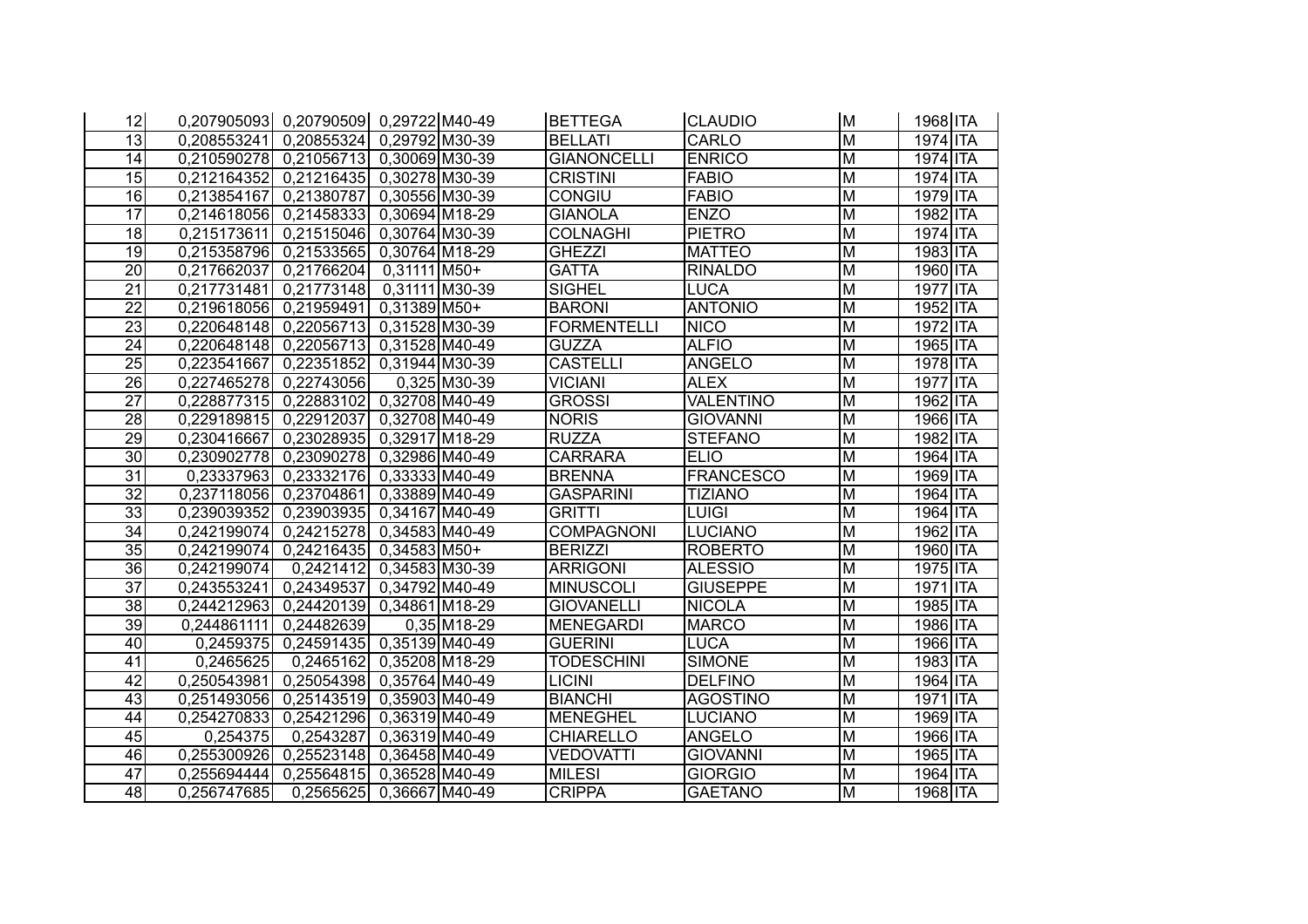| 12 | 0,207905093 | 0,20790509 | 0,29722 | M40-49 | BETTEGA | CLAUDIO | M | 1968 | ITA |
|---|---|---|---|---|---|---|---|---|---|
| 13 | 0,208553241 | 0,20855324 | 0,29792 | M30-39 | BELLATI | CARLO | M | 1974 | ITA |
| 14 | 0,210590278 | 0,21056713 | 0,30069 | M30-39 | GIANONCELLI | ENRICO | M | 1974 | ITA |
| 15 | 0,212164352 | 0,21216435 | 0,30278 | M30-39 | CRISTINI | FABIO | M | 1974 | ITA |
| 16 | 0,213854167 | 0,21380787 | 0,30556 | M30-39 | CONGIU | FABIO | M | 1979 | ITA |
| 17 | 0,214618056 | 0,21458333 | 0,30694 | M18-29 | GIANOLA | ENZO | M | 1982 | ITA |
| 18 | 0,215173611 | 0,21515046 | 0,30764 | M30-39 | COLNAGHI | PIETRO | M | 1974 | ITA |
| 19 | 0,215358796 | 0,21533565 | 0,30764 | M18-29 | GHEZZI | MATTEO | M | 1983 | ITA |
| 20 | 0,217662037 | 0,21766204 | 0,31111 | M50+ | GATTA | RINALDO | M | 1960 | ITA |
| 21 | 0,217731481 | 0,21773148 | 0,31111 | M30-39 | SIGHEL | LUCA | M | 1977 | ITA |
| 22 | 0,219618056 | 0,21959491 | 0,31389 | M50+ | BARONI | ANTONIO | M | 1952 | ITA |
| 23 | 0,220648148 | 0,22056713 | 0,31528 | M30-39 | FORMENTELLI | NICO | M | 1972 | ITA |
| 24 | 0,220648148 | 0,22056713 | 0,31528 | M40-49 | GUZZA | ALFIO | M | 1965 | ITA |
| 25 | 0,223541667 | 0,22351852 | 0,31944 | M30-39 | CASTELLI | ANGELO | M | 1978 | ITA |
| 26 | 0,227465278 | 0,22743056 | 0,325 | M30-39 | VICIANI | ALEX | M | 1977 | ITA |
| 27 | 0,228877315 | 0,22883102 | 0,32708 | M40-49 | GROSSI | VALENTINO | M | 1962 | ITA |
| 28 | 0,229189815 | 0,22912037 | 0,32708 | M40-49 | NORIS | GIOVANNI | M | 1966 | ITA |
| 29 | 0,230416667 | 0,23028935 | 0,32917 | M18-29 | RUZZA | STEFANO | M | 1982 | ITA |
| 30 | 0,230902778 | 0,23090278 | 0,32986 | M40-49 | CARRARA | ELIO | M | 1964 | ITA |
| 31 | 0,23337963 | 0,23332176 | 0,33333 | M40-49 | BRENNA | FRANCESCO | M | 1969 | ITA |
| 32 | 0,237118056 | 0,23704861 | 0,33889 | M40-49 | GASPARINI | TIZIANO | M | 1964 | ITA |
| 33 | 0,239039352 | 0,23903935 | 0,34167 | M40-49 | GRITTI | LUIGI | M | 1964 | ITA |
| 34 | 0,242199074 | 0,24215278 | 0,34583 | M40-49 | COMPAGNONI | LUCIANO | M | 1962 | ITA |
| 35 | 0,242199074 | 0,24216435 | 0,34583 | M50+ | BERIZZI | ROBERTO | M | 1960 | ITA |
| 36 | 0,242199074 | 0,2421412 | 0,34583 | M30-39 | ARRIGONI | ALESSIO | M | 1975 | ITA |
| 37 | 0,243553241 | 0,24349537 | 0,34792 | M40-49 | MINUSCOLI | GIUSEPPE | M | 1971 | ITA |
| 38 | 0,244212963 | 0,24420139 | 0,34861 | M18-29 | GIOVANELLI | NICOLA | M | 1985 | ITA |
| 39 | 0,244861111 | 0,24482639 | 0,35 | M18-29 | MENEGARDI | MARCO | M | 1986 | ITA |
| 40 | 0,2459375 | 0,24591435 | 0,35139 | M40-49 | GUERINI | LUCA | M | 1966 | ITA |
| 41 | 0,2465625 | 0,2465162 | 0,35208 | M18-29 | TODESCHINI | SIMONE | M | 1983 | ITA |
| 42 | 0,250543981 | 0,25054398 | 0,35764 | M40-49 | LICINI | DELFINO | M | 1964 | ITA |
| 43 | 0,251493056 | 0,25143519 | 0,35903 | M40-49 | BIANCHI | AGOSTINO | M | 1971 | ITA |
| 44 | 0,254270833 | 0,25421296 | 0,36319 | M40-49 | MENEGHEL | LUCIANO | M | 1969 | ITA |
| 45 | 0,254375 | 0,2543287 | 0,36319 | M40-49 | CHIARELLO | ANGELO | M | 1966 | ITA |
| 46 | 0,255300926 | 0,25523148 | 0,36458 | M40-49 | VEDOVATTI | GIOVANNI | M | 1965 | ITA |
| 47 | 0,255694444 | 0,25564815 | 0,36528 | M40-49 | MILESI | GIORGIO | M | 1964 | ITA |
| 48 | 0,256747685 | 0,2565625 | 0,36667 | M40-49 | CRIPPA | GAETANO | M | 1968 | ITA |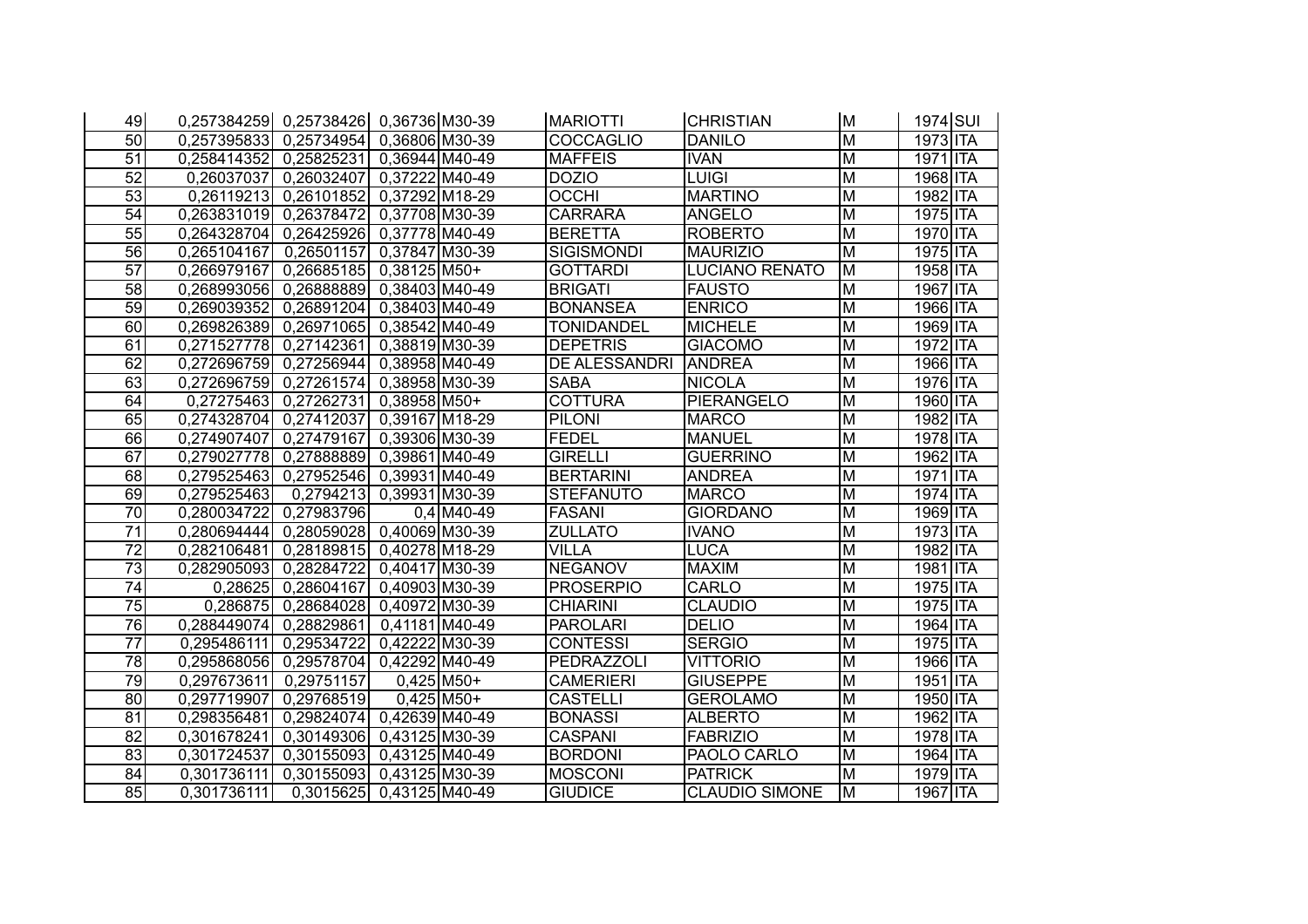| | | | | | | | | | |
|---|---|---|---|---|---|---|---|---|---|
| 49 | 0,257384259 | 0,25738426 | 0,36736 | M30-39 | MARIOTTI | CHRISTIAN | M | 1974 | SUI |
| 50 | 0,257395833 | 0,25734954 | 0,36806 | M30-39 | COCCAGLIO | DANILO | M | 1973 | ITA |
| 51 | 0,258414352 | 0,25825231 | 0,36944 | M40-49 | MAFFEIS | IVAN | M | 1971 | ITA |
| 52 | 0,26037037 | 0,26032407 | 0,37222 | M40-49 | DOZIO | LUIGI | M | 1968 | ITA |
| 53 | 0,26119213 | 0,26101852 | 0,37292 | M18-29 | OCCHI | MARTINO | M | 1982 | ITA |
| 54 | 0,263831019 | 0,26378472 | 0,37708 | M30-39 | CARRARA | ANGELO | M | 1975 | ITA |
| 55 | 0,264328704 | 0,26425926 | 0,37778 | M40-49 | BERETTA | ROBERTO | M | 1970 | ITA |
| 56 | 0,265104167 | 0,26501157 | 0,37847 | M30-39 | SIGISMONDI | MAURIZIO | M | 1975 | ITA |
| 57 | 0,266979167 | 0,26685185 | 0,38125 | M50+ | GOTTARDI | LUCIANO RENATO | M | 1958 | ITA |
| 58 | 0,268993056 | 0,26888889 | 0,38403 | M40-49 | BRIGATI | FAUSTO | M | 1967 | ITA |
| 59 | 0,269039352 | 0,26891204 | 0,38403 | M40-49 | BONANSEA | ENRICO | M | 1966 | ITA |
| 60 | 0,269826389 | 0,26971065 | 0,38542 | M40-49 | TONIDANDEL | MICHELE | M | 1969 | ITA |
| 61 | 0,271527778 | 0,27142361 | 0,38819 | M30-39 | DEPETRIS | GIACOMO | M | 1972 | ITA |
| 62 | 0,272696759 | 0,27256944 | 0,38958 | M40-49 | DE ALESSANDRI | ANDREA | M | 1966 | ITA |
| 63 | 0,272696759 | 0,27261574 | 0,38958 | M30-39 | SABA | NICOLA | M | 1976 | ITA |
| 64 | 0,27275463 | 0,27262731 | 0,38958 | M50+ | COTTURA | PIERANGELO | M | 1960 | ITA |
| 65 | 0,274328704 | 0,27412037 | 0,39167 | M18-29 | PILONI | MARCO | M | 1982 | ITA |
| 66 | 0,274907407 | 0,27479167 | 0,39306 | M30-39 | FEDEL | MANUEL | M | 1978 | ITA |
| 67 | 0,279027778 | 0,27888889 | 0,39861 | M40-49 | GIRELLI | GUERRINO | M | 1962 | ITA |
| 68 | 0,279525463 | 0,27952546 | 0,39931 | M40-49 | BERTARINI | ANDREA | M | 1971 | ITA |
| 69 | 0,279525463 | 0,2794213 | 0,39931 | M30-39 | STEFANUTO | MARCO | M | 1974 | ITA |
| 70 | 0,280034722 | 0,27983796 | 0,4 | M40-49 | FASANI | GIORDANO | M | 1969 | ITA |
| 71 | 0,280694444 | 0,28059028 | 0,40069 | M30-39 | ZULLATO | IVANO | M | 1973 | ITA |
| 72 | 0,282106481 | 0,28189815 | 0,40278 | M18-29 | VILLA | LUCA | M | 1982 | ITA |
| 73 | 0,282905093 | 0,28284722 | 0,40417 | M30-39 | NEGANOV | MAXIM | M | 1981 | ITA |
| 74 | 0,28625 | 0,28604167 | 0,40903 | M30-39 | PROSERPIO | CARLO | M | 1975 | ITA |
| 75 | 0,286875 | 0,28684028 | 0,40972 | M30-39 | CHIARINI | CLAUDIO | M | 1975 | ITA |
| 76 | 0,288449074 | 0,28829861 | 0,41181 | M40-49 | PAROLARI | DELIO | M | 1964 | ITA |
| 77 | 0,295486111 | 0,29534722 | 0,42222 | M30-39 | CONTESSI | SERGIO | M | 1975 | ITA |
| 78 | 0,295868056 | 0,29578704 | 0,42292 | M40-49 | PEDRAZZOLI | VITTORIO | M | 1966 | ITA |
| 79 | 0,297673611 | 0,29751157 | 0,425 | M50+ | CAMERIERI | GIUSEPPE | M | 1951 | ITA |
| 80 | 0,297719907 | 0,29768519 | 0,425 | M50+ | CASTELLI | GEROLAMO | M | 1950 | ITA |
| 81 | 0,298356481 | 0,29824074 | 0,42639 | M40-49 | BONASSI | ALBERTO | M | 1962 | ITA |
| 82 | 0,301678241 | 0,30149306 | 0,43125 | M30-39 | CASPANI | FABRIZIO | M | 1978 | ITA |
| 83 | 0,301724537 | 0,30155093 | 0,43125 | M40-49 | BORDONI | PAOLO CARLO | M | 1964 | ITA |
| 84 | 0,301736111 | 0,30155093 | 0,43125 | M30-39 | MOSCONI | PATRICK | M | 1979 | ITA |
| 85 | 0,301736111 | 0,3015625 | 0,43125 | M40-49 | GIUDICE | CLAUDIO SIMONE | M | 1967 | ITA |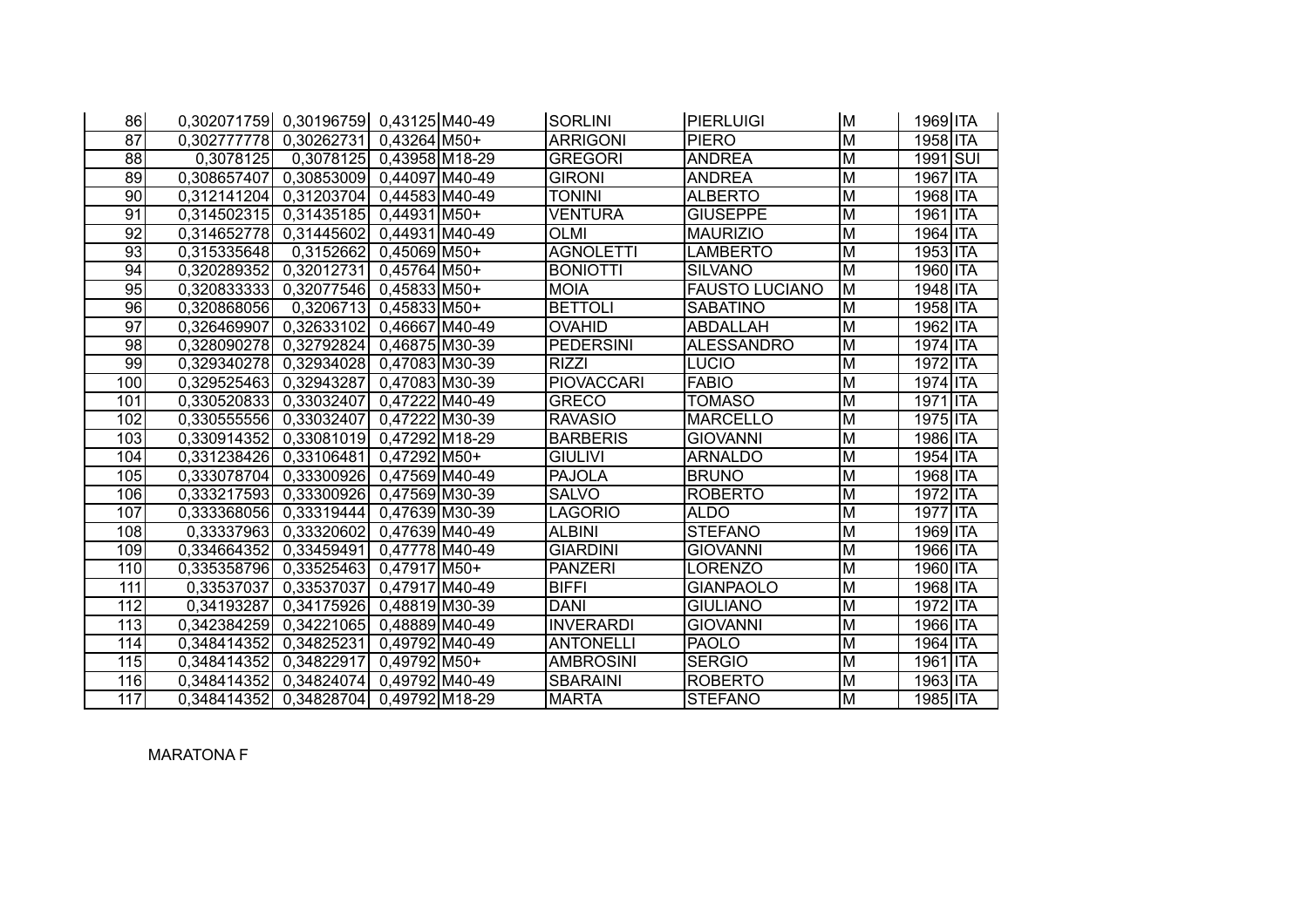| | | | | | | | | | |
|---|---|---|---|---|---|---|---|---|---|
| 86 | 0,302071759 | 0,30196759 | 0,43125 | M40-49 | SORLINI | PIERLUIGI | M | 1969 | ITA |
| 87 | 0,302777778 | 0,30262731 | 0,43264 | M50+ | ARRIGONI | PIERO | M | 1958 | ITA |
| 88 | 0,3078125 | 0,3078125 | 0,43958 | M18-29 | GREGORI | ANDREA | M | 1991 | SUI |
| 89 | 0,308657407 | 0,30853009 | 0,44097 | M40-49 | GIRONI | ANDREA | M | 1967 | ITA |
| 90 | 0,312141204 | 0,31203704 | 0,44583 | M40-49 | TONINI | ALBERTO | M | 1968 | ITA |
| 91 | 0,314502315 | 0,31435185 | 0,44931 | M50+ | VENTURA | GIUSEPPE | M | 1961 | ITA |
| 92 | 0,314652778 | 0,31445602 | 0,44931 | M40-49 | OLMI | MAURIZIO | M | 1964 | ITA |
| 93 | 0,315335648 | 0,3152662 | 0,45069 | M50+ | AGNOLETTI | LAMBERTO | M | 1953 | ITA |
| 94 | 0,320289352 | 0,32012731 | 0,45764 | M50+ | BONIOTTI | SILVANO | M | 1960 | ITA |
| 95 | 0,320833333 | 0,32077546 | 0,45833 | M50+ | MOIA | FAUSTO LUCIANO | M | 1948 | ITA |
| 96 | 0,320868056 | 0,3206713 | 0,45833 | M50+ | BETTOLI | SABATINO | M | 1958 | ITA |
| 97 | 0,326469907 | 0,32633102 | 0,46667 | M40-49 | OVAHID | ABDALLAH | M | 1962 | ITA |
| 98 | 0,328090278 | 0,32792824 | 0,46875 | M30-39 | PEDERSINI | ALESSANDRO | M | 1974 | ITA |
| 99 | 0,329340278 | 0,32934028 | 0,47083 | M30-39 | RIZZI | LUCIO | M | 1972 | ITA |
| 100 | 0,329525463 | 0,32943287 | 0,47083 | M30-39 | PIOVACCARI | FABIO | M | 1974 | ITA |
| 101 | 0,330520833 | 0,33032407 | 0,47222 | M40-49 | GRECO | TOMASO | M | 1971 | ITA |
| 102 | 0,330555556 | 0,33032407 | 0,47222 | M30-39 | RAVASIO | MARCELLO | M | 1975 | ITA |
| 103 | 0,330914352 | 0,33081019 | 0,47292 | M18-29 | BARBERIS | GIOVANNI | M | 1986 | ITA |
| 104 | 0,331238426 | 0,33106481 | 0,47292 | M50+ | GIULIVI | ARNALDO | M | 1954 | ITA |
| 105 | 0,333078704 | 0,33300926 | 0,47569 | M40-49 | PAJOLA | BRUNO | M | 1968 | ITA |
| 106 | 0,333217593 | 0,33300926 | 0,47569 | M30-39 | SALVO | ROBERTO | M | 1972 | ITA |
| 107 | 0,333368056 | 0,33319444 | 0,47639 | M30-39 | LAGORIO | ALDO | M | 1977 | ITA |
| 108 | 0,33337963 | 0,33320602 | 0,47639 | M40-49 | ALBINI | STEFANO | M | 1969 | ITA |
| 109 | 0,334664352 | 0,33459491 | 0,47778 | M40-49 | GIARDINI | GIOVANNI | M | 1966 | ITA |
| 110 | 0,335358796 | 0,33525463 | 0,47917 | M50+ | PANZERI | LORENZO | M | 1960 | ITA |
| 111 | 0,33537037 | 0,33537037 | 0,47917 | M40-49 | BIFFI | GIANPAOLO | M | 1968 | ITA |
| 112 | 0,34193287 | 0,34175926 | 0,48819 | M30-39 | DANI | GIULIANO | M | 1972 | ITA |
| 113 | 0,342384259 | 0,34221065 | 0,48889 | M40-49 | INVERARDI | GIOVANNI | M | 1966 | ITA |
| 114 | 0,348414352 | 0,34825231 | 0,49792 | M40-49 | ANTONELLI | PAOLO | M | 1964 | ITA |
| 115 | 0,348414352 | 0,34822917 | 0,49792 | M50+ | AMBROSINI | SERGIO | M | 1961 | ITA |
| 116 | 0,348414352 | 0,34824074 | 0,49792 | M40-49 | SBARAINI | ROBERTO | M | 1963 | ITA |
| 117 | 0,348414352 | 0,34828704 | 0,49792 | M18-29 | MARTA | STEFANO | M | 1985 | ITA |

MARATONA F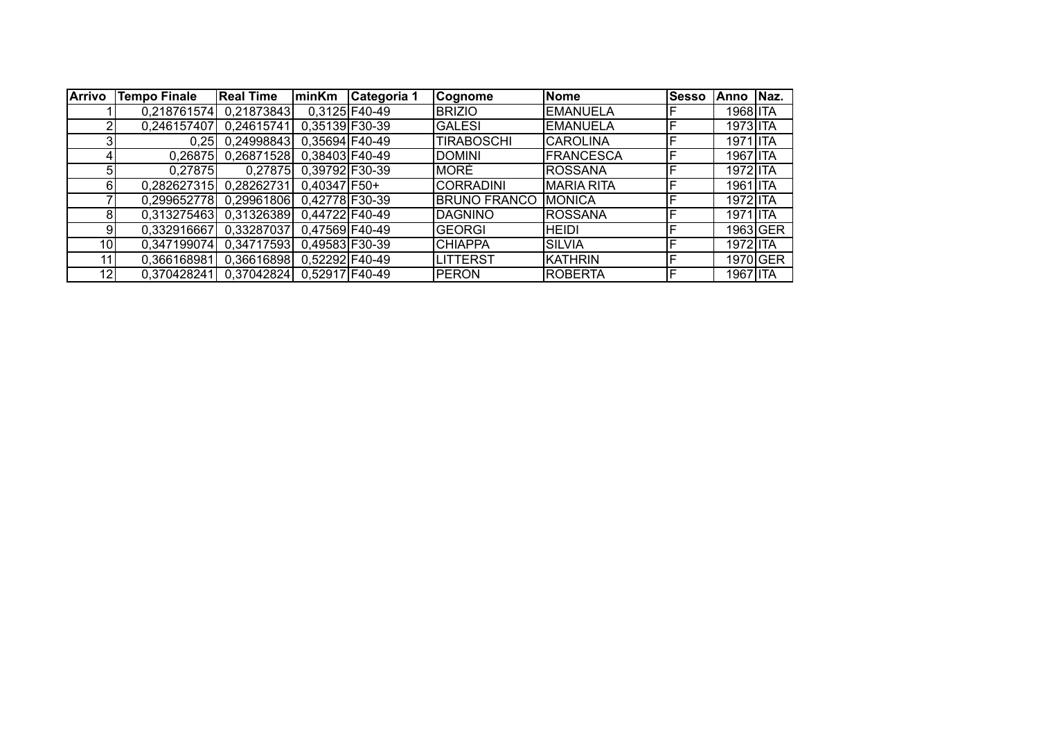| Arrivo | Tempo Finale | Real Time | minKm | Categoria 1 | Cognome | Nome | Sesso | Anno | Naz. |
|---|---|---|---|---|---|---|---|---|---|
| 1 | 0,218761574 | 0,21873843 | 0,3125 | F40-49 | BRIZIO | EMANUELA | F | 1968 | ITA |
| 2 | 0,246157407 | 0,24615741 | 0,35139 | F30-39 | GALESI | EMANUELA | F | 1973 | ITA |
| 3 | 0,25 | 0,24998843 | 0,35694 | F40-49 | TIRABOSCHI | CAROLINA | F | 1971 | ITA |
| 4 | 0,26875 | 0,26871528 | 0,38403 | F40-49 | DOMINI | FRANCESCA | F | 1967 | ITA |
| 5 | 0,27875 | 0,27875 | 0,39792 | F30-39 | MORÈ | ROSSANA | F | 1972 | ITA |
| 6 | 0,282627315 | 0,28262731 | 0,40347 | F50+ | CORRADINI | MARIA RITA | F | 1961 | ITA |
| 7 | 0,299652778 | 0,29961806 | 0,42778 | F30-39 | BRUNO FRANCO | MONICA | F | 1972 | ITA |
| 8 | 0,313275463 | 0,31326389 | 0,44722 | F40-49 | DAGNINO | ROSSANA | F | 1971 | ITA |
| 9 | 0,332916667 | 0,33287037 | 0,47569 | F40-49 | GEORGI | HEIDI | F | 1963 | GER |
| 10 | 0,347199074 | 0,34717593 | 0,49583 | F30-39 | CHIAPPA | SILVIA | F | 1972 | ITA |
| 11 | 0,366168981 | 0,36616898 | 0,52292 | F40-49 | LITTERST | KATHRIN | F | 1970 | GER |
| 12 | 0,370428241 | 0,37042824 | 0,52917 | F40-49 | PERON | ROBERTA | F | 1967 | ITA |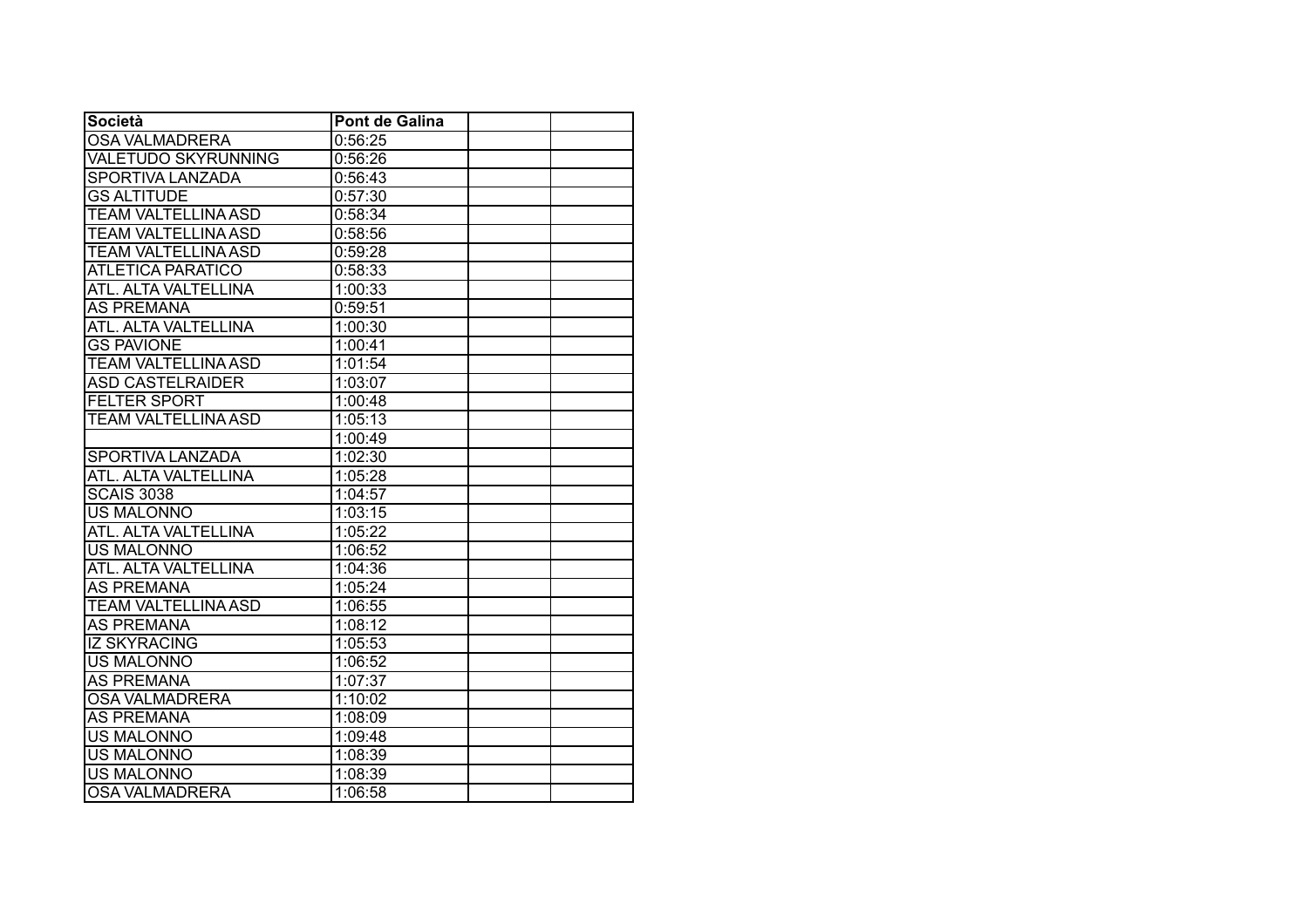| Società | Pont de Galina | | |
|---|---|---|---|
| OSA VALMADRERA | 0:56:25 | | |
| VALETUDO SKYRUNNING | 0:56:26 | | |
| SPORTIVA LANZADA | 0:56:43 | | |
| GS ALTITUDE | 0:57:30 | | |
| TEAM VALTELLINA ASD | 0:58:34 | | |
| TEAM VALTELLINA ASD | 0:58:56 | | |
| TEAM VALTELLINA ASD | 0:59:28 | | |
| ATLETICA PARATICO | 0:58:33 | | |
| ATL. ALTA VALTELLINA | 1:00:33 | | |
| AS PREMANA | 0:59:51 | | |
| ATL. ALTA VALTELLINA | 1:00:30 | | |
| GS PAVIONE | 1:00:41 | | |
| TEAM VALTELLINA ASD | 1:01:54 | | |
| ASD CASTELRAIDER | 1:03:07 | | |
| FELTER SPORT | 1:00:48 | | |
| TEAM VALTELLINA ASD | 1:05:13 | | |
| | 1:00:49 | | |
| SPORTIVA LANZADA | 1:02:30 | | |
| ATL. ALTA VALTELLINA | 1:05:28 | | |
| SCAIS 3038 | 1:04:57 | | |
| US MALONNO | 1:03:15 | | |
| ATL. ALTA VALTELLINA | 1:05:22 | | |
| US MALONNO | 1:06:52 | | |
| ATL. ALTA VALTELLINA | 1:04:36 | | |
| AS PREMANA | 1:05:24 | | |
| TEAM VALTELLINA ASD | 1:06:55 | | |
| AS PREMANA | 1:08:12 | | |
| IZ SKYRACING | 1:05:53 | | |
| US MALONNO | 1:06:52 | | |
| AS PREMANA | 1:07:37 | | |
| OSA VALMADRERA | 1:10:02 | | |
| AS PREMANA | 1:08:09 | | |
| US MALONNO | 1:09:48 | | |
| US MALONNO | 1:08:39 | | |
| US MALONNO | 1:08:39 | | |
| OSA VALMADRERA | 1:06:58 | | |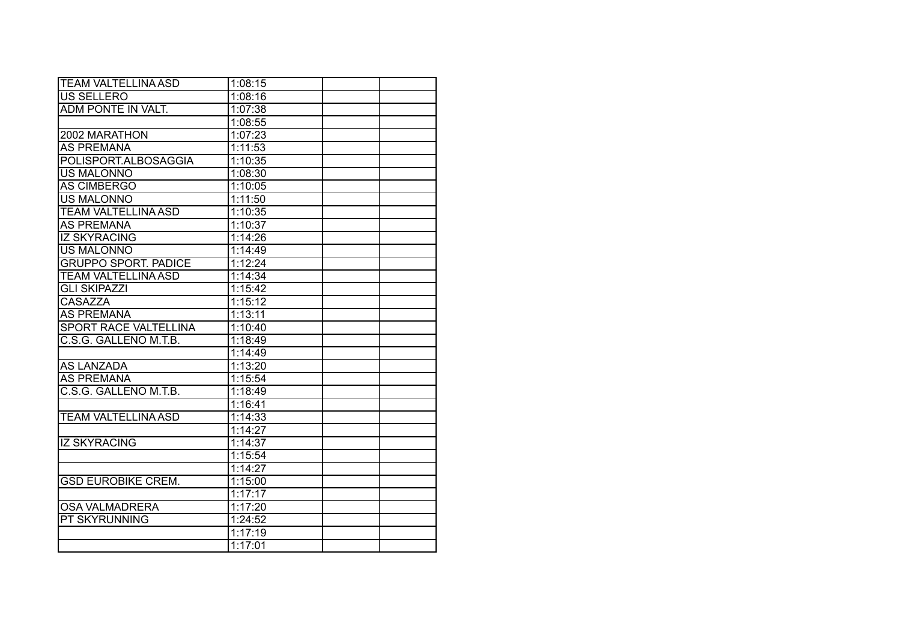| | | | |
|---|---|---|---|
| TEAM VALTELLINA ASD | 1:08:15 | | |
| US SELLERO | 1:08:16 | | |
| ADM PONTE IN VALT. | 1:07:38 | | |
| | 1:08:55 | | |
| 2002 MARATHON | 1:07:23 | | |
| AS PREMANA | 1:11:53 | | |
| POLISPORT.ALBOSAGGIA | 1:10:35 | | |
| US MALONNO | 1:08:30 | | |
| AS CIMBERGO | 1:10:05 | | |
| US MALONNO | 1:11:50 | | |
| TEAM VALTELLINA ASD | 1:10:35 | | |
| AS PREMANA | 1:10:37 | | |
| IZ SKYRACING | 1:14:26 | | |
| US MALONNO | 1:14:49 | | |
| GRUPPO SPORT. PADICE | 1:12:24 | | |
| TEAM VALTELLINA ASD | 1:14:34 | | |
| GLI SKIPAZZI | 1:15:42 | | |
| CASAZZA | 1:15:12 | | |
| AS PREMANA | 1:13:11 | | |
| SPORT RACE VALTELLINA | 1:10:40 | | |
| C.S.G. GALLENO M.T.B. | 1:18:49 | | |
| | 1:14:49 | | |
| AS LANZADA | 1:13:20 | | |
| AS PREMANA | 1:15:54 | | |
| C.S.G. GALLENO M.T.B. | 1:18:49 | | |
| | 1:16:41 | | |
| TEAM VALTELLINA ASD | 1:14:33 | | |
| | 1:14:27 | | |
| IZ SKYRACING | 1:14:37 | | |
| | 1:15:54 | | |
| | 1:14:27 | | |
| GSD EUROBIKE CREM. | 1:15:00 | | |
| | 1:17:17 | | |
| OSA VALMADRERA | 1:17:20 | | |
| PT SKYRUNNING | 1:24:52 | | |
| | 1:17:19 | | |
| | 1:17:01 | | |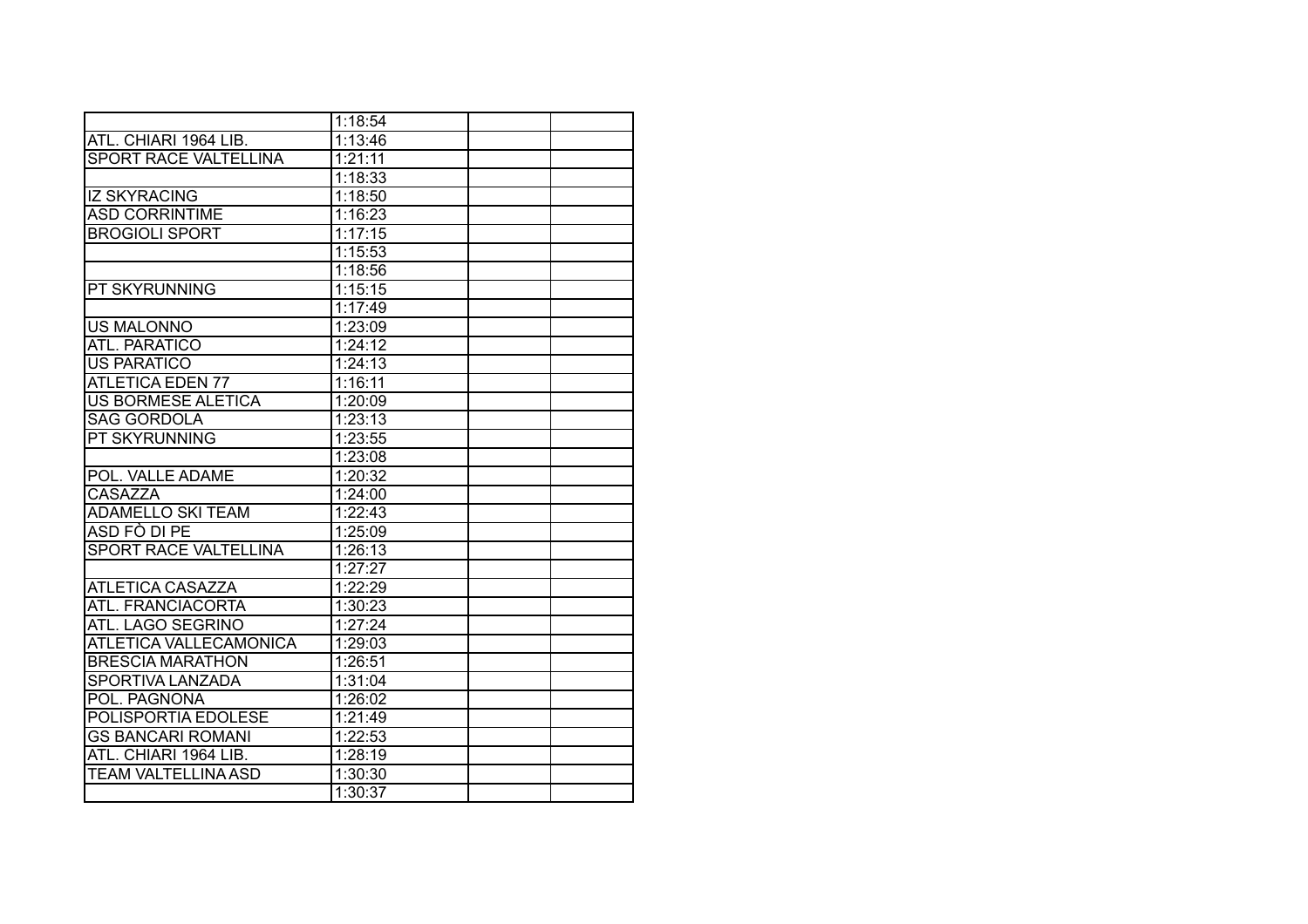| | | | |
|---|---|---|---|
| | 1:18:54 | | |
| ATL. CHIARI 1964 LIB. | 1:13:46 | | |
| SPORT RACE VALTELLINA | 1:21:11 | | |
| | 1:18:33 | | |
| IZ SKYRACING | 1:18:50 | | |
| ASD CORRINTIME | 1:16:23 | | |
| BROGIOLI SPORT | 1:17:15 | | |
| | 1:15:53 | | |
| | 1:18:56 | | |
| PT SKYRUNNING | 1:15:15 | | |
| | 1:17:49 | | |
| US MALONNO | 1:23:09 | | |
| ATL. PARATICO | 1:24:12 | | |
| US PARATICO | 1:24:13 | | |
| ATLETICA EDEN 77 | 1:16:11 | | |
| US BORMESE ALETICA | 1:20:09 | | |
| SAG GORDOLA | 1:23:13 | | |
| PT SKYRUNNING | 1:23:55 | | |
| | 1:23:08 | | |
| POL. VALLE ADAME | 1:20:32 | | |
| CASAZZA | 1:24:00 | | |
| ADAMELLO SKI TEAM | 1:22:43 | | |
| ASD FÒ DI PE | 1:25:09 | | |
| SPORT RACE VALTELLINA | 1:26:13 | | |
| | 1:27:27 | | |
| ATLETICA CASAZZA | 1:22:29 | | |
| ATL. FRANCIACORTA | 1:30:23 | | |
| ATL. LAGO SEGRINO | 1:27:24 | | |
| ATLETICA VALLECAMONICA | 1:29:03 | | |
| BRESCIA MARATHON | 1:26:51 | | |
| SPORTIVA LANZADA | 1:31:04 | | |
| POL. PAGNONA | 1:26:02 | | |
| POLISPORTIA EDOLESE | 1:21:49 | | |
| GS BANCARI ROMANI | 1:22:53 | | |
| ATL. CHIARI 1964 LIB. | 1:28:19 | | |
| TEAM VALTELLINA ASD | 1:30:30 | | |
| | 1:30:37 | | |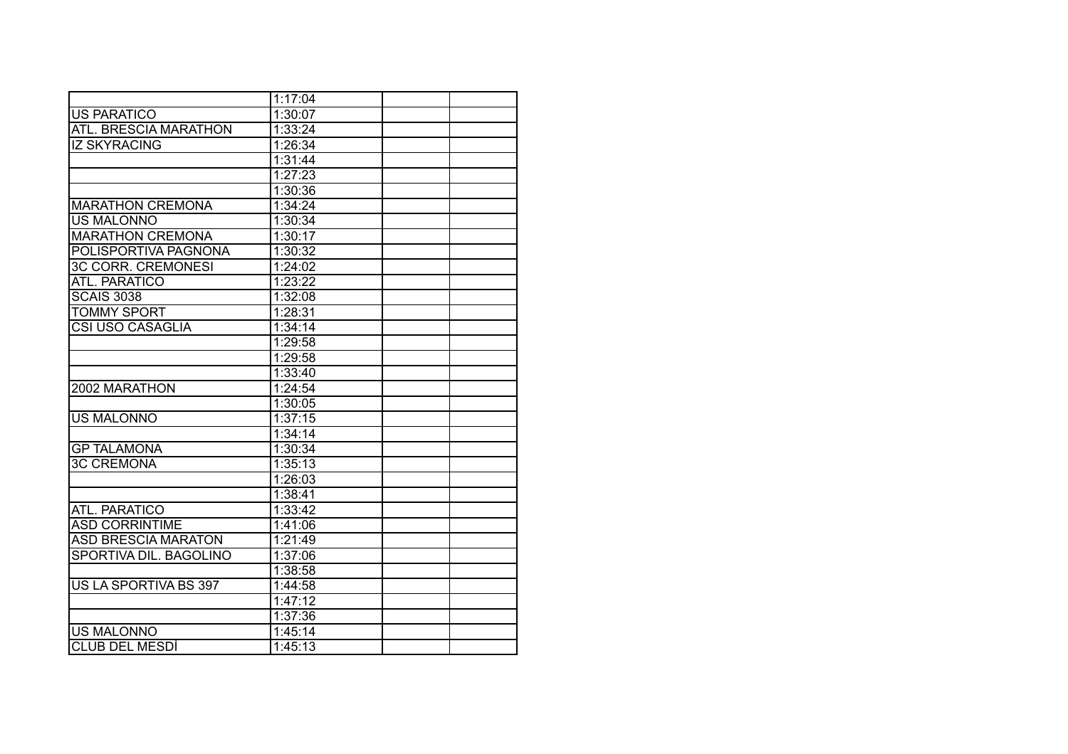| | | | |
|---|---|---|---|
| | 1:17:04 | | |
| US PARATICO | 1:30:07 | | |
| ATL. BRESCIA MARATHON | 1:33:24 | | |
| IZ SKYRACING | 1:26:34 | | |
| | 1:31:44 | | |
| | 1:27:23 | | |
| | 1:30:36 | | |
| MARATHON CREMONA | 1:34:24 | | |
| US MALONNO | 1:30:34 | | |
| MARATHON CREMONA | 1:30:17 | | |
| POLISPORTIVA PAGNONA | 1:30:32 | | |
| 3C CORR. CREMONESI | 1:24:02 | | |
| ATL. PARATICO | 1:23:22 | | |
| SCAIS 3038 | 1:32:08 | | |
| TOMMY SPORT | 1:28:31 | | |
| CSI USO CASAGLIA | 1:34:14 | | |
| | 1:29:58 | | |
| | 1:29:58 | | |
| | 1:33:40 | | |
| 2002 MARATHON | 1:24:54 | | |
| | 1:30:05 | | |
| US MALONNO | 1:37:15 | | |
| | 1:34:14 | | |
| GP TALAMONA | 1:30:34 | | |
| 3C CREMONA | 1:35:13 | | |
| | 1:26:03 | | |
| | 1:38:41 | | |
| ATL. PARATICO | 1:33:42 | | |
| ASD CORRINTIME | 1:41:06 | | |
| ASD BRESCIA MARATON | 1:21:49 | | |
| SPORTIVA DIL. BAGOLINO | 1:37:06 | | |
| | 1:38:58 | | |
| US LA SPORTIVA BS 397 | 1:44:58 | | |
| | 1:47:12 | | |
| | 1:37:36 | | |
| US MALONNO | 1:45:14 | | |
| CLUB DEL MESDÌ | 1:45:13 | | |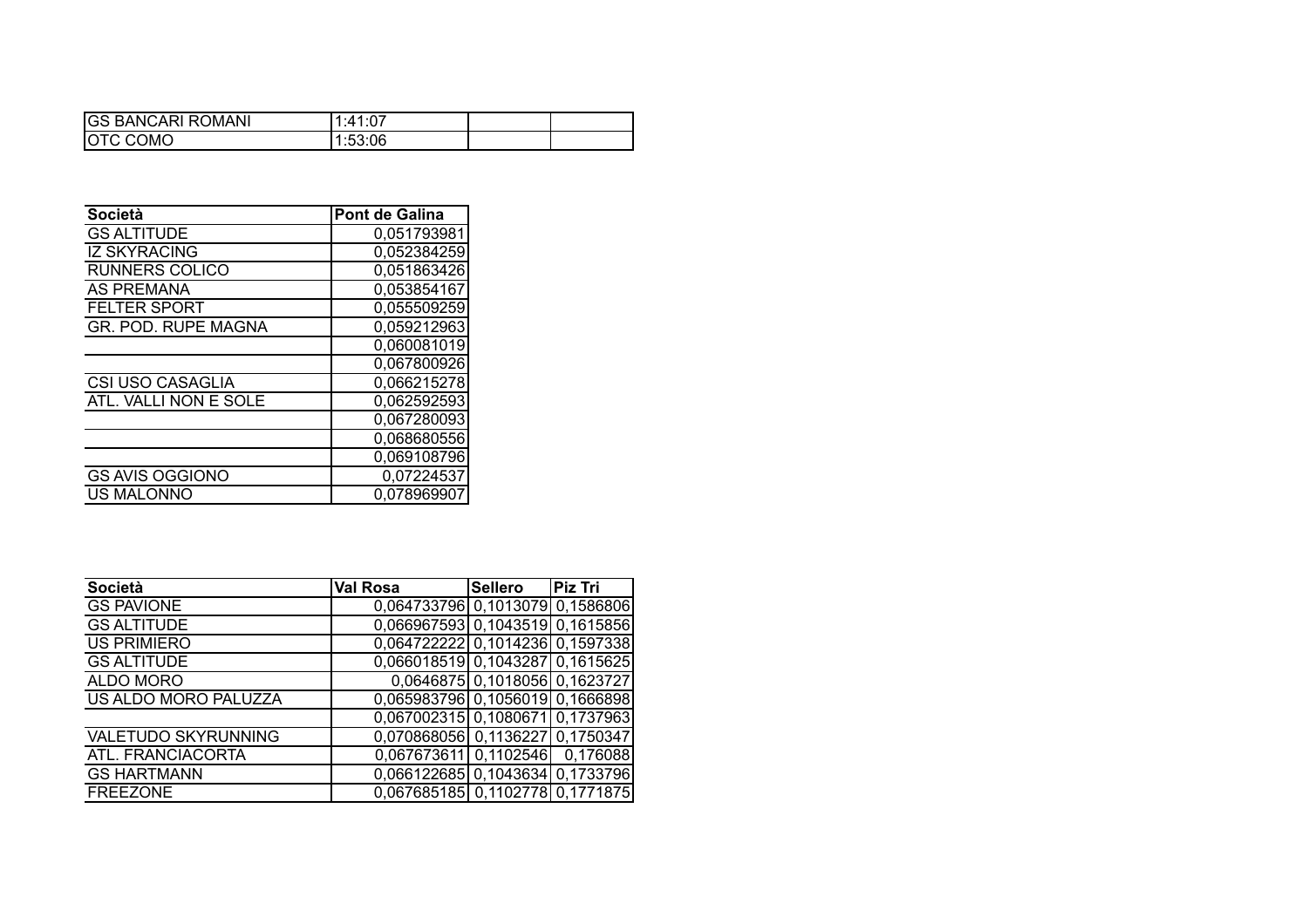| | | | |
|---|---|---|---|
| GS BANCARI ROMANI | 1:41:07 | | |
| OTC COMO | 1:53:06 | | |

| Società | Pont de Galina |
|---|---|
| GS ALTITUDE | 0,051793981 |
| IZ SKYRACING | 0,052384259 |
| RUNNERS COLICO | 0,051863426 |
| AS PREMANA | 0,053854167 |
| FELTER SPORT | 0,055509259 |
| GR. POD. RUPE MAGNA | 0,059212963 |
| | 0,060081019 |
| | 0,067800926 |
| CSI USO CASAGLIA | 0,066215278 |
| ATL. VALLI NON E SOLE | 0,062592593 |
| | 0,067280093 |
| | 0,068680556 |
| | 0,069108796 |
| GS AVIS OGGIONO | 0,07224537 |
| US MALONNO | 0,078969907 |

| Società | Val Rosa | Sellero | Piz Tri |
|---|---|---|---|
| GS PAVIONE | 0,064733796 | 0,1013079 | 0,1586806 |
| GS ALTITUDE | 0,066967593 | 0,1043519 | 0,1615856 |
| US PRIMIERO | 0,064722222 | 0,1014236 | 0,1597338 |
| GS ALTITUDE | 0,066018519 | 0,1043287 | 0,1615625 |
| ALDO MORO | 0,0646875 | 0,1018056 | 0,1623727 |
| US ALDO MORO PALUZZA | 0,065983796 | 0,1056019 | 0,1666898 |
| | 0,067002315 | 0,1080671 | 0,1737963 |
| VALETUDO SKYRUNNING | 0,070868056 | 0,1136227 | 0,1750347 |
| ATL. FRANCIACORTA | 0,067673611 | 0,1102546 | 0,176088 |
| GS HARTMANN | 0,066122685 | 0,1043634 | 0,1733796 |
| FREEZONE | 0,067685185 | 0,1102778 | 0,1771875 |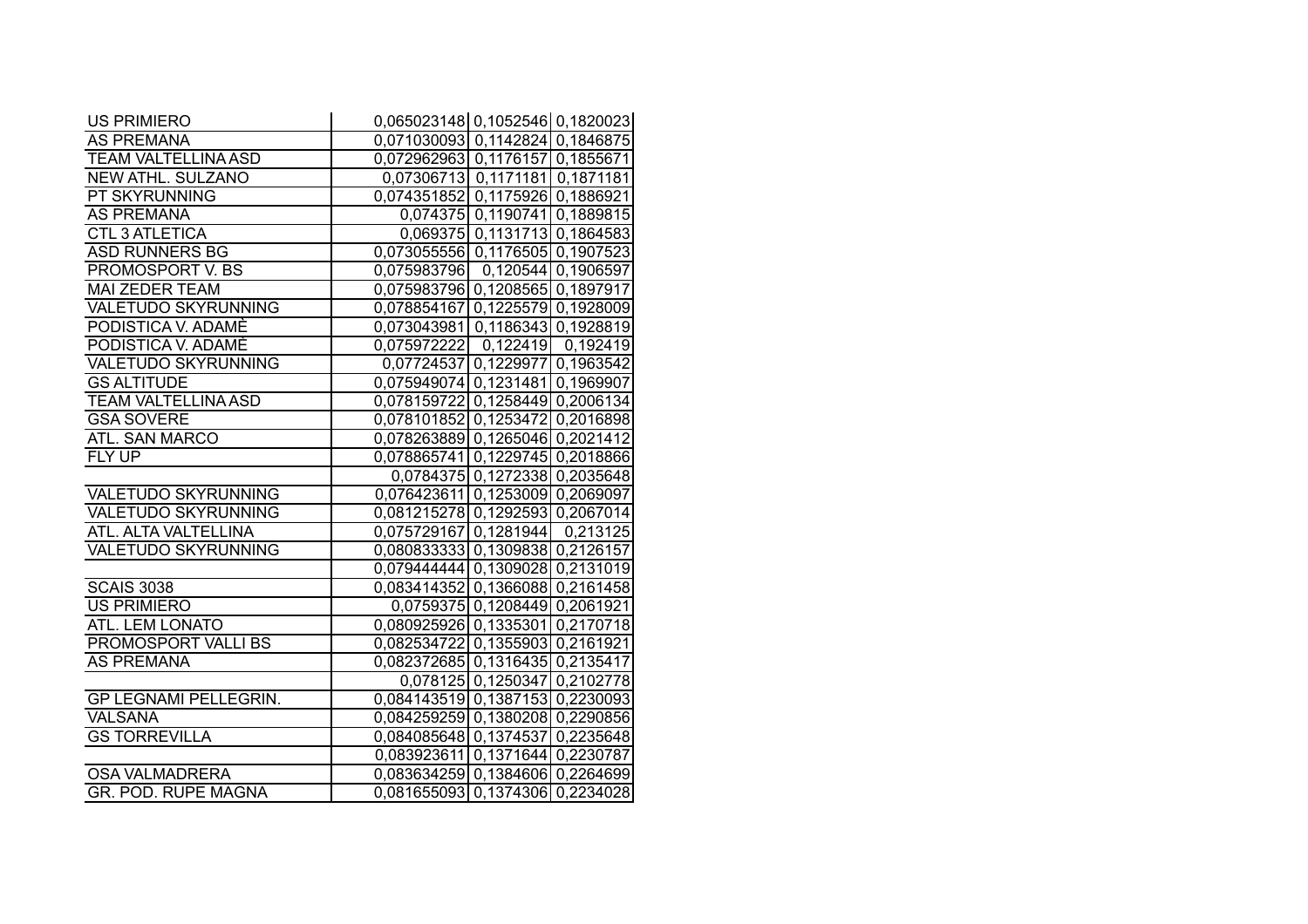| | | | |
|---|---|---|---|
| US PRIMIERO | 0,065023148 | 0,1052546 | 0,1820023 |
| AS PREMANA | 0,071030093 | 0,1142824 | 0,1846875 |
| TEAM VALTELLINA ASD | 0,072962963 | 0,1176157 | 0,1855671 |
| NEW ATHL. SULZANO | 0,07306713 | 0,1171181 | 0,1871181 |
| PT SKYRUNNING | 0,074351852 | 0,1175926 | 0,1886921 |
| AS PREMANA | 0,074375 | 0,1190741 | 0,1889815 |
| CTL 3 ATLETICA | 0,069375 | 0,1131713 | 0,1864583 |
| ASD RUNNERS BG | 0,073055556 | 0,1176505 | 0,1907523 |
| PROMOSPORT V. BS | 0,075983796 | 0,120544 | 0,1906597 |
| MAI ZEDER TEAM | 0,075983796 | 0,1208565 | 0,1897917 |
| VALETUDO SKYRUNNING | 0,078854167 | 0,1225579 | 0,1928009 |
| PODISTICA V. ADAMÈ | 0,073043981 | 0,1186343 | 0,1928819 |
| PODISTICA V. ADAMÈ | 0,075972222 | 0,122419 | 0,192419 |
| VALETUDO SKYRUNNING | 0,07724537 | 0,1229977 | 0,1963542 |
| GS ALTITUDE | 0,075949074 | 0,1231481 | 0,1969907 |
| TEAM VALTELLINA ASD | 0,078159722 | 0,1258449 | 0,2006134 |
| GSA SOVERE | 0,078101852 | 0,1253472 | 0,2016898 |
| ATL. SAN MARCO | 0,078263889 | 0,1265046 | 0,2021412 |
| FLY UP | 0,078865741 | 0,1229745 | 0,2018866 |
| | 0,0784375 | 0,1272338 | 0,2035648 |
| VALETUDO SKYRUNNING | 0,076423611 | 0,1253009 | 0,2069097 |
| VALETUDO SKYRUNNING | 0,081215278 | 0,1292593 | 0,2067014 |
| ATL. ALTA VALTELLINA | 0,075729167 | 0,1281944 | 0,213125 |
| VALETUDO SKYRUNNING | 0,080833333 | 0,1309838 | 0,2126157 |
| | 0,079444444 | 0,1309028 | 0,2131019 |
| SCAIS 3038 | 0,083414352 | 0,1366088 | 0,2161458 |
| US PRIMIERO | 0,0759375 | 0,1208449 | 0,2061921 |
| ATL. LEM LONATO | 0,080925926 | 0,1335301 | 0,2170718 |
| PROMOSPORT VALLI BS | 0,082534722 | 0,1355903 | 0,2161921 |
| AS PREMANA | 0,082372685 | 0,1316435 | 0,2135417 |
| | 0,078125 | 0,1250347 | 0,2102778 |
| GP LEGNAMI PELLEGRIN. | 0,084143519 | 0,1387153 | 0,2230093 |
| VALSANA | 0,084259259 | 0,1380208 | 0,2290856 |
| GS TORREVILLA | 0,084085648 | 0,1374537 | 0,2235648 |
| | 0,083923611 | 0,1371644 | 0,2230787 |
| OSA VALMADRERA | 0,083634259 | 0,1384606 | 0,2264699 |
| GR. POD. RUPE MAGNA | 0,081655093 | 0,1374306 | 0,2234028 |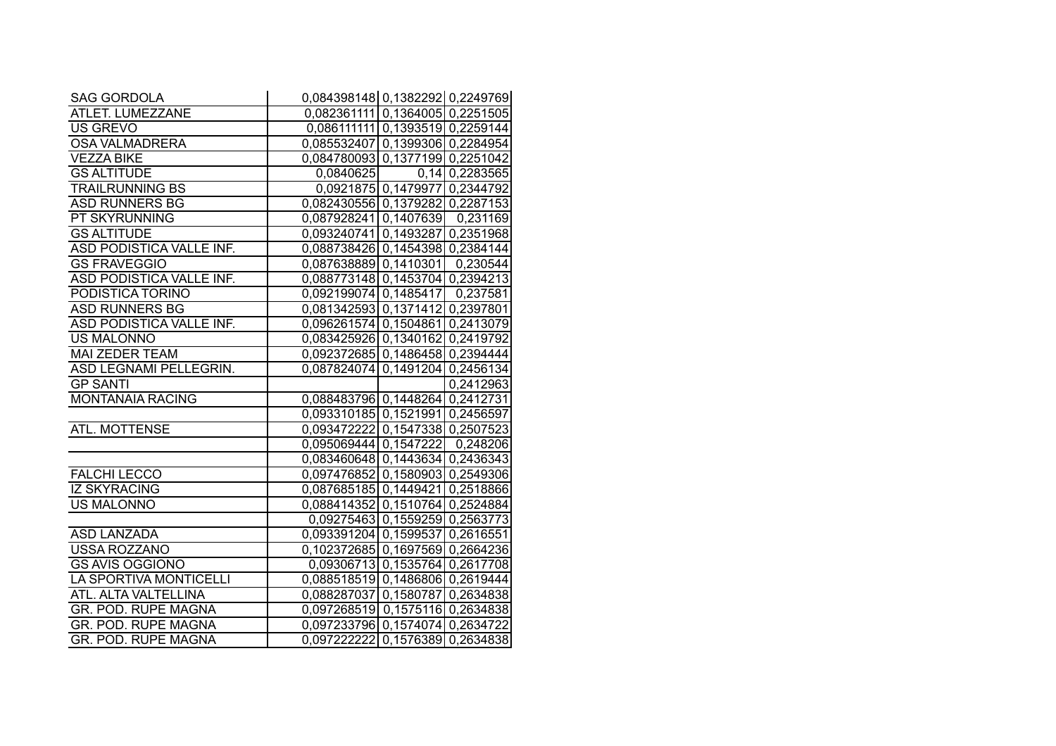| | | | |
|---|---|---|---|
| SAG GORDOLA | 0,084398148 | 0,1382292 | 0,2249769 |
| ATLET. LUMEZZANE | 0,082361111 | 0,1364005 | 0,2251505 |
| US GREVO | 0,086111111 | 0,1393519 | 0,2259144 |
| OSA VALMADRERA | 0,085532407 | 0,1399306 | 0,2284954 |
| VEZZA BIKE | 0,084780093 | 0,1377199 | 0,2251042 |
| GS ALTITUDE | 0,0840625 | 0,14 | 0,2283565 |
| TRAILRUNNING BS | 0,0921875 | 0,1479977 | 0,2344792 |
| ASD RUNNERS BG | 0,082430556 | 0,1379282 | 0,2287153 |
| PT SKYRUNNING | 0,087928241 | 0,1407639 | 0,231169 |
| GS ALTITUDE | 0,093240741 | 0,1493287 | 0,2351968 |
| ASD PODISTICA VALLE INF. | 0,088738426 | 0,1454398 | 0,2384144 |
| GS FRAVEGGIO | 0,087638889 | 0,1410301 | 0,230544 |
| ASD PODISTICA VALLE INF. | 0,088773148 | 0,1453704 | 0,2394213 |
| PODISTICA TORINO | 0,092199074 | 0,1485417 | 0,237581 |
| ASD RUNNERS BG | 0,081342593 | 0,1371412 | 0,2397801 |
| ASD PODISTICA VALLE INF. | 0,096261574 | 0,1504861 | 0,2413079 |
| US MALONNO | 0,083425926 | 0,1340162 | 0,2419792 |
| MAI ZEDER TEAM | 0,092372685 | 0,1486458 | 0,2394444 |
| ASD LEGNAMI PELLEGRIN. | 0,087824074 | 0,1491204 | 0,2456134 |
| GP SANTI | | | 0,2412963 |
| MONTANAIA RACING | 0,088483796 | 0,1448264 | 0,2412731 |
| | 0,093310185 | 0,1521991 | 0,2456597 |
| ATL. MOTTENSE | 0,093472222 | 0,1547338 | 0,2507523 |
| | 0,095069444 | 0,1547222 | 0,248206 |
| | 0,083460648 | 0,1443634 | 0,2436343 |
| FALCHI LECCO | 0,097476852 | 0,1580903 | 0,2549306 |
| IZ SKYRACING | 0,087685185 | 0,1449421 | 0,2518866 |
| US MALONNO | 0,088414352 | 0,1510764 | 0,2524884 |
| | 0,09275463 | 0,1559259 | 0,2563773 |
| ASD LANZADA | 0,093391204 | 0,1599537 | 0,2616551 |
| USSA ROZZANO | 0,102372685 | 0,1697569 | 0,2664236 |
| GS AVIS OGGIONO | 0,09306713 | 0,1535764 | 0,2617708 |
| LA SPORTIVA MONTICELLI | 0,088518519 | 0,1486806 | 0,2619444 |
| ATL. ALTA VALTELLINA | 0,088287037 | 0,1580787 | 0,2634838 |
| GR. POD. RUPE MAGNA | 0,097268519 | 0,1575116 | 0,2634838 |
| GR. POD. RUPE MAGNA | 0,097233796 | 0,1574074 | 0,2634722 |
| GR. POD. RUPE MAGNA | 0,097222222 | 0,1576389 | 0,2634838 |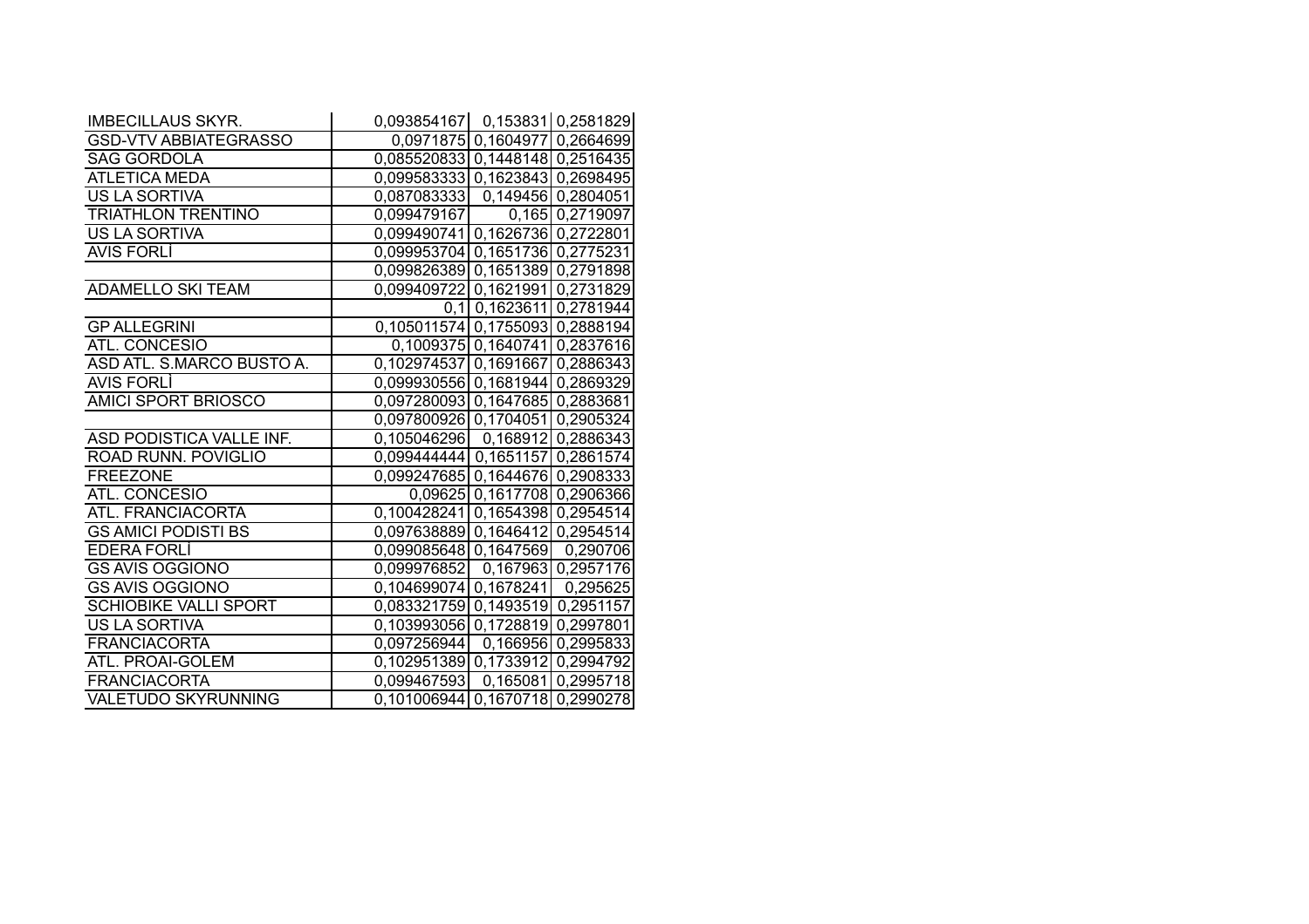| | | | |
|---|---|---|---|
| IMBECILLAUS SKYR. | 0,093854167 | 0,153831 | 0,2581829 |
| GSD-VTV ABBIATEGRASSO | 0,0971875 | 0,1604977 | 0,2664699 |
| SAG GORDOLA | 0,085520833 | 0,1448148 | 0,2516435 |
| ATLETICA MEDA | 0,099583333 | 0,1623843 | 0,2698495 |
| US LA SORTIVA | 0,087083333 | 0,149456 | 0,2804051 |
| TRIATHLON TRENTINO | 0,099479167 | 0,165 | 0,2719097 |
| US LA SORTIVA | 0,099490741 | 0,1626736 | 0,2722801 |
| AVIS FORLÌ | 0,099953704 | 0,1651736 | 0,2775231 |
| | 0,099826389 | 0,1651389 | 0,2791898 |
| ADAMELLO SKI TEAM | 0,099409722 | 0,1621991 | 0,2731829 |
| | 0,1 | 0,1623611 | 0,2781944 |
| GP ALLEGRINI | 0,105011574 | 0,1755093 | 0,2888194 |
| ATL. CONCESIO | 0,1009375 | 0,1640741 | 0,2837616 |
| ASD ATL. S.MARCO BUSTO A. | 0,102974537 | 0,1691667 | 0,2886343 |
| AVIS FORLÌ | 0,099930556 | 0,1681944 | 0,2869329 |
| AMICI SPORT BRIOSCO | 0,097280093 | 0,1647685 | 0,2883681 |
| | 0,097800926 | 0,1704051 | 0,2905324 |
| ASD PODISTICA VALLE INF. | 0,105046296 | 0,168912 | 0,2886343 |
| ROAD RUNN. POVIGLIO | 0,099444444 | 0,1651157 | 0,2861574 |
| FREEZONE | 0,099247685 | 0,1644676 | 0,2908333 |
| ATL. CONCESIO | 0,09625 | 0,1617708 | 0,2906366 |
| ATL. FRANCIACORTA | 0,100428241 | 0,1654398 | 0,2954514 |
| GS AMICI PODISTI BS | 0,097638889 | 0,1646412 | 0,2954514 |
| EDERA FORLÌ | 0,099085648 | 0,1647569 | 0,290706 |
| GS AVIS OGGIONO | 0,099976852 | 0,167963 | 0,2957176 |
| GS AVIS OGGIONO | 0,104699074 | 0,1678241 | 0,295625 |
| SCHIOBIKE VALLI SPORT | 0,083321759 | 0,1493519 | 0,2951157 |
| US LA SORTIVA | 0,103993056 | 0,1728819 | 0,2997801 |
| FRANCIACORTA | 0,097256944 | 0,166956 | 0,2995833 |
| ATL. PROAI-GOLEM | 0,102951389 | 0,1733912 | 0,2994792 |
| FRANCIACORTA | 0,099467593 | 0,165081 | 0,2995718 |
| VALETUDO SKYRUNNING | 0,101006944 | 0,1670718 | 0,2990278 |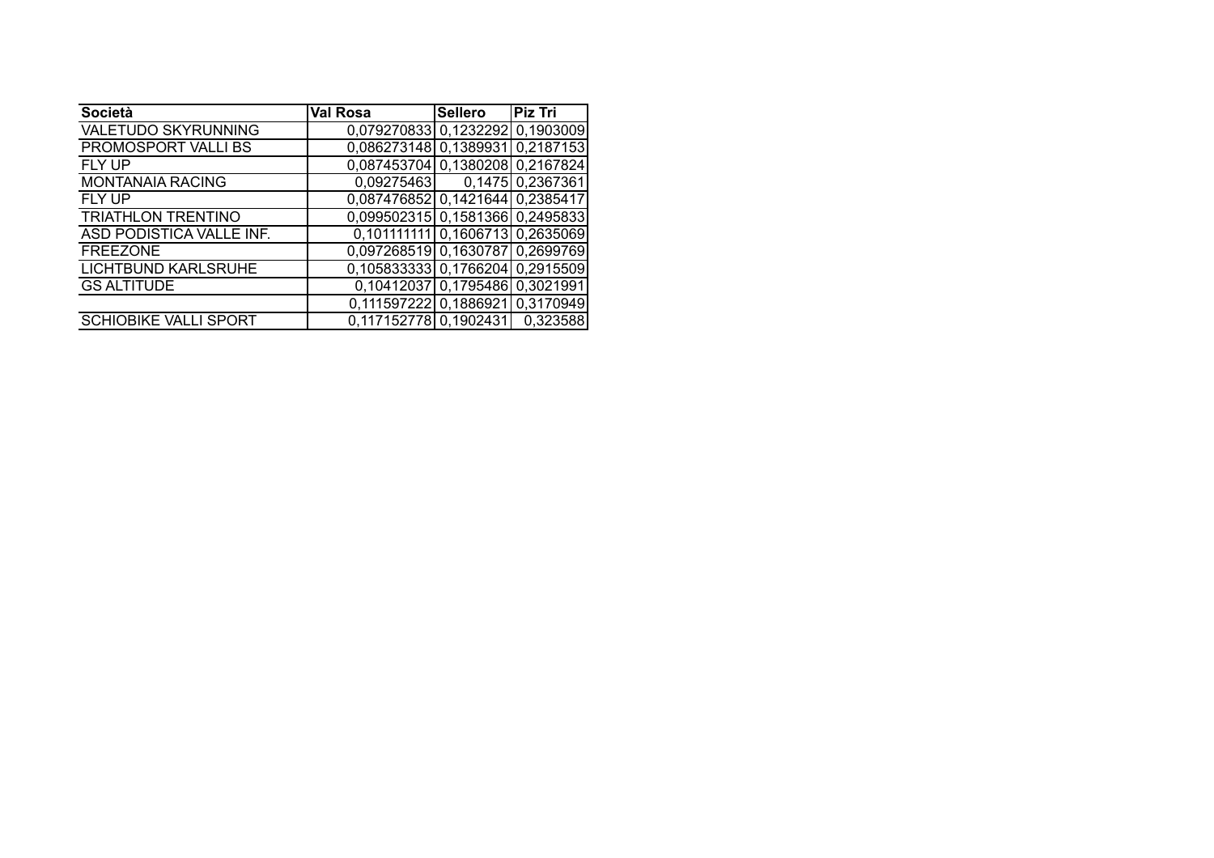| Società | Val Rosa | Sellero | Piz Tri |
|---|---|---|---|
| VALETUDO SKYRUNNING | 0,079270833 | 0,1232292 | 0,1903009 |
| PROMOSPORT VALLI BS | 0,086273148 | 0,1389931 | 0,2187153 |
| FLY UP | 0,087453704 | 0,1380208 | 0,2167824 |
| MONTANAIA RACING | 0,09275463 | 0,1475 | 0,2367361 |
| FLY UP | 0,087476852 | 0,1421644 | 0,2385417 |
| TRIATHLON TRENTINO | 0,099502315 | 0,1581366 | 0,2495833 |
| ASD PODISTICA VALLE INF. | 0,101111111 | 0,1606713 | 0,2635069 |
| FREEZONE | 0,097268519 | 0,1630787 | 0,2699769 |
| LICHTBUND KARLSRUHE | 0,105833333 | 0,1766204 | 0,2915509 |
| GS ALTITUDE | 0,10412037 | 0,1795486 | 0,3021991 |
| | 0,111597222 | 0,1886921 | 0,3170949 |
| SCHIOBIKE VALLI SPORT | 0,117152778 | 0,1902431 | 0,323588 |